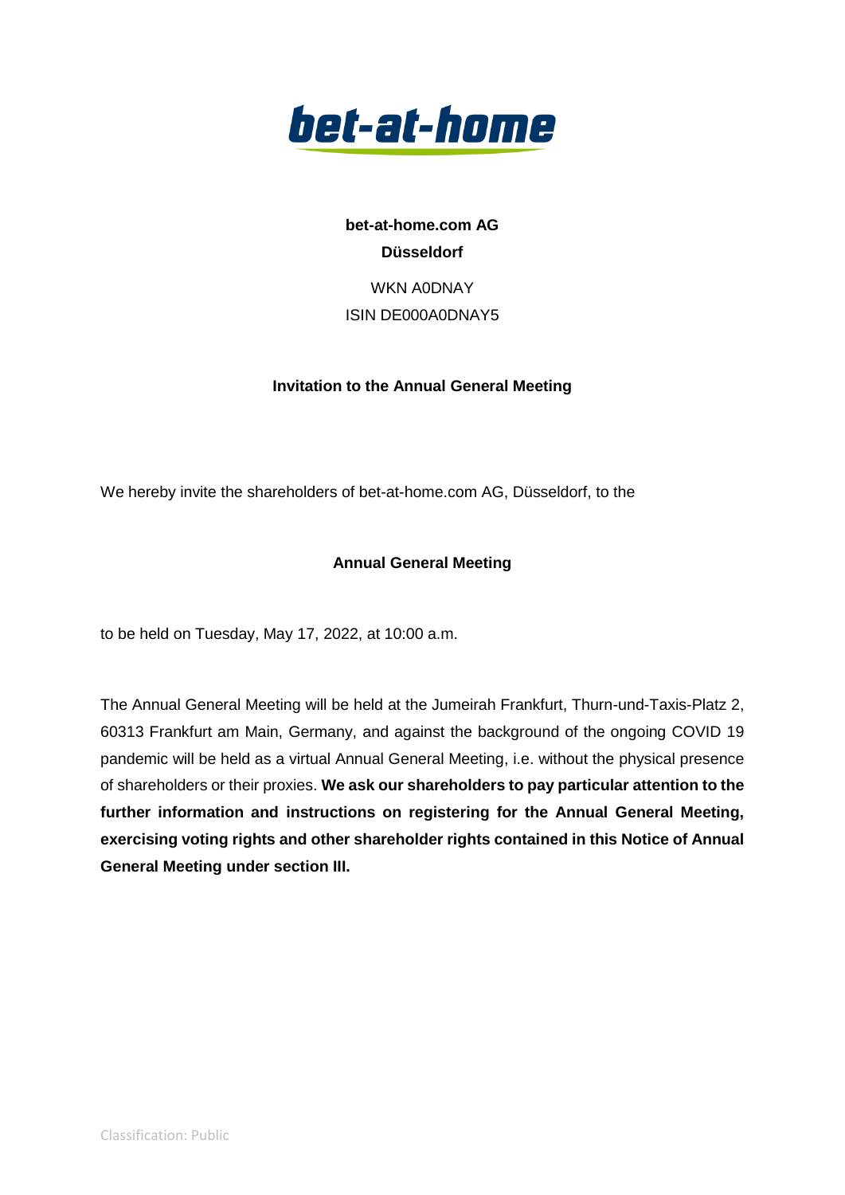**bet-at-home.com AG**

**Düsseldorf**

WKN A0DNAY

ISIN DE000A0DNAY5

# Invitation to the Annual General Meeting

We hereby invite the shareholders of bet-at-home.com AG, Düsseldorf, to the

## Annual General Meeting

to be held on Tuesday, May 17, 2022, at 10:00 a.m.

The Annual General Meeting will be held at the Jumeirah Frankfurt, Thurn-und-Taxis-Platz 2, 60313 Frankfurt am Main, Germany, and against the background of the ongoing COVID 19 pandemic will be held as a virtual Annual General Meeting, i.e. without the physical presence of shareholders or their proxies. **We ask our shareholders to pay particular attention to the further information and instructions on registering for the Annual General Meeting, exercising voting rights and other shareholder rights contained in this Notice of Annual General Meeting under section III.**

Classification: Public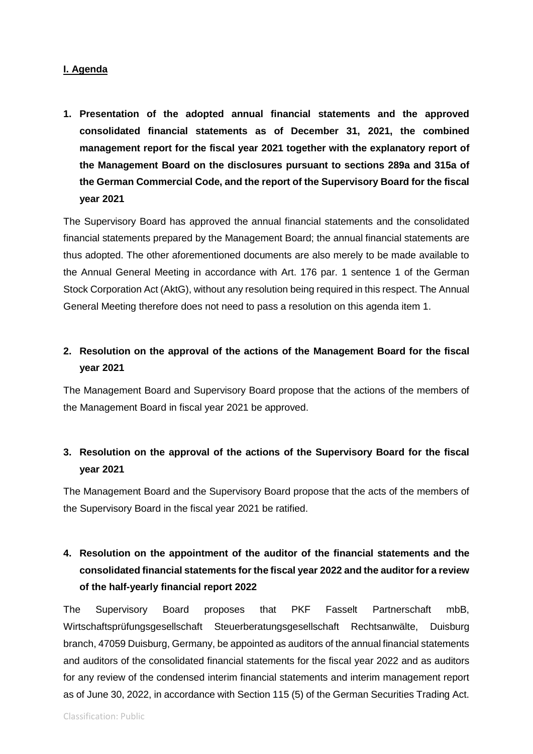**I. Agenda**

**1. Presentation of the adopted annual financial statements and the approved consolidated financial statements as of December 31, 2021, the combined management report for the fiscal year 2021 together with the explanatory report of the Management Board on the disclosures pursuant to sections 289a and 315a of the German Commercial Code, and the report of the Supervisory Board for the fiscal year 2021**

The Supervisory Board has approved the annual financial statements and the consolidated financial statements prepared by the Management Board; the annual financial statements are thus adopted. The other aforementioned documents are also merely to be made available to the Annual General Meeting in accordance with Art. 176 par. 1 sentence 1 of the German Stock Corporation Act (AktG), without any resolution being required in this respect. The Annual General Meeting therefore does not need to pass a resolution on this agenda item 1.

**2. Resolution on the approval of the actions of the Management Board for the fiscal year 2021**

The Management Board and Supervisory Board propose that the actions of the members of the Management Board in fiscal year 2021 be approved.

**3. Resolution on the approval of the actions of the Supervisory Board for the fiscal year 2021**

The Management Board and the Supervisory Board propose that the acts of the members of the Supervisory Board in the fiscal year 2021 be ratified.

**4. Resolution on the appointment of the auditor of the financial statements and the consolidated financial statements for the fiscal year 2022 and the auditor for a review of the half-yearly financial report 2022**

The Supervisory Board proposes that PKF Fasselt Partnerschaft mbB, Wirtschaftsprüfungsgesellschaft Steuerberatungsgesellschaft Rechtsanwälte, Duisburg branch, 47059 Duisburg, Germany, be appointed as auditors of the annual financial statements and auditors of the consolidated financial statements for the fiscal year 2022 and as auditors for any review of the condensed interim financial statements and interim management report as of June 30, 2022, in accordance with Section 115 (5) of the German Securities Trading Act.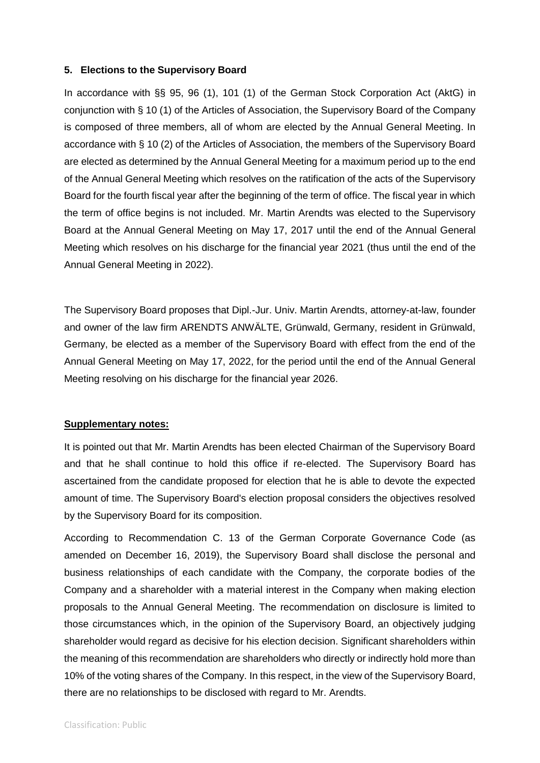### 5. Elections to the Supervisory Board

In accordance with §§ 95, 96 (1), 101 (1) of the German Stock Corporation Act (AktG) in conjunction with § 10 (1) of the Articles of Association, the Supervisory Board of the Company is composed of three members, all of whom are elected by the Annual General Meeting. In accordance with § 10 (2) of the Articles of Association, the members of the Supervisory Board are elected as determined by the Annual General Meeting for a maximum period up to the end of the Annual General Meeting which resolves on the ratification of the acts of the Supervisory Board for the fourth fiscal year after the beginning of the term of office. The fiscal year in which the term of office begins is not included. Mr. Martin Arendts was elected to the Supervisory Board at the Annual General Meeting on May 17, 2017 until the end of the Annual General Meeting which resolves on his discharge for the financial year 2021 (thus until the end of the Annual General Meeting in 2022).

The Supervisory Board proposes that Dipl.-Jur. Univ. Martin Arendts, attorney-at-law, founder and owner of the law firm ARENDTS ANWÄLTE, Grünwald, Germany, resident in Grünwald, Germany, be elected as a member of the Supervisory Board with effect from the end of the Annual General Meeting on May 17, 2022, for the period until the end of the Annual General Meeting resolving on his discharge for the financial year 2026.

**Supplementary notes:**

It is pointed out that Mr. Martin Arendts has been elected Chairman of the Supervisory Board and that he shall continue to hold this office if re-elected. The Supervisory Board has ascertained from the candidate proposed for election that he is able to devote the expected amount of time. The Supervisory Board's election proposal considers the objectives resolved by the Supervisory Board for its composition.

According to Recommendation C. 13 of the German Corporate Governance Code (as amended on December 16, 2019), the Supervisory Board shall disclose the personal and business relationships of each candidate with the Company, the corporate bodies of the Company and a shareholder with a material interest in the Company when making election proposals to the Annual General Meeting. The recommendation on disclosure is limited to those circumstances which, in the opinion of the Supervisory Board, an objectively judging shareholder would regard as decisive for his election decision. Significant shareholders within the meaning of this recommendation are shareholders who directly or indirectly hold more than 10% of the voting shares of the Company. In this respect, in the view of the Supervisory Board, there are no relationships to be disclosed with regard to Mr. Arendts.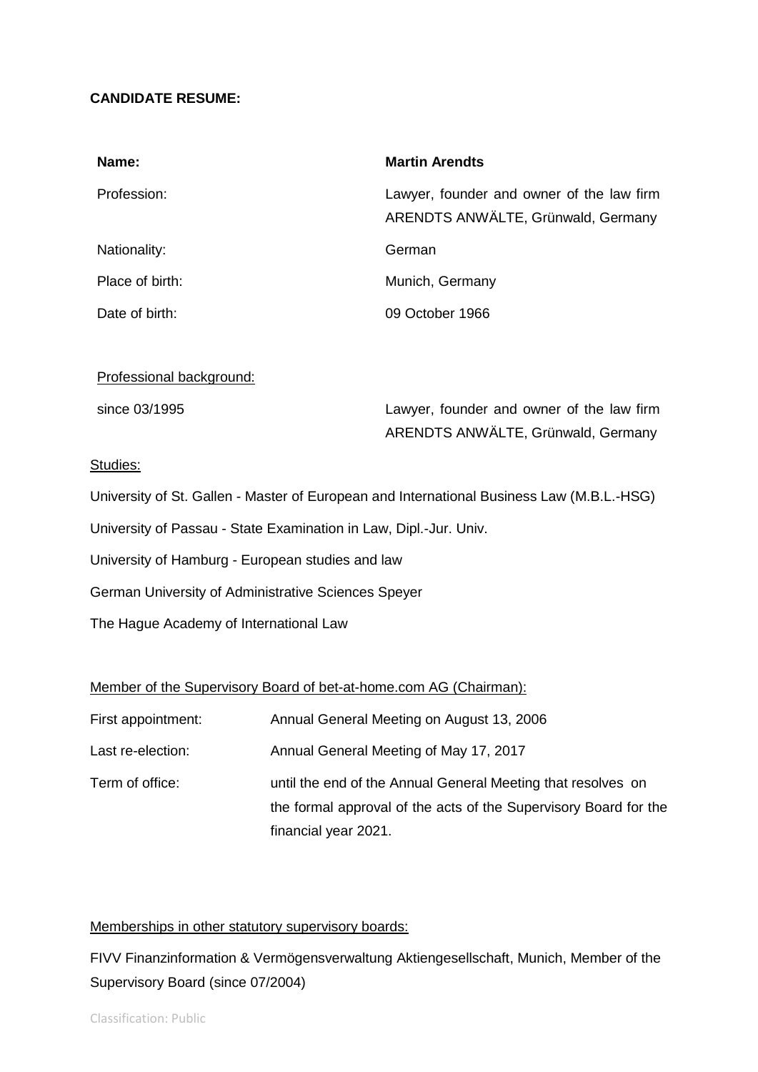**CANDIDATE RESUME:**

| **Name:** | **Martin Arendts** |
|---|---|
| Profession: | Lawyer, founder and owner of the law firm ARENDTS ANWÄLTE, Grünwald, Germany |
| Nationality: | German |
| Place of birth: | Munich, Germany |
| Date of birth: | 09 October 1966 |

Professional background:

| | |
|---|---|
| since 03/1995 | Lawyer, founder and owner of the law firm ARENDTS ANWÄLTE, Grünwald, Germany |

Studies:

University of St. Gallen - Master of European and International Business Law (M.B.L.-HSG)

University of Passau - State Examination in Law, Dipl.-Jur. Univ.

University of Hamburg - European studies and law

German University of Administrative Sciences Speyer

The Hague Academy of International Law

Member of the Supervisory Board of bet-at-home.com AG (Chairman):

| | |
|---|---|
| First appointment: | Annual General Meeting on August 13, 2006 |
| Last re-election: | Annual General Meeting of May 17, 2017 |
| Term of office: | until the end of the Annual General Meeting that resolves on the formal approval of the acts of the Supervisory Board for the financial year 2021. |

Memberships in other statutory supervisory boards:

FIVV Finanzinformation & Vermögensverwaltung Aktiengesellschaft, Munich, Member of the Supervisory Board (since 07/2004)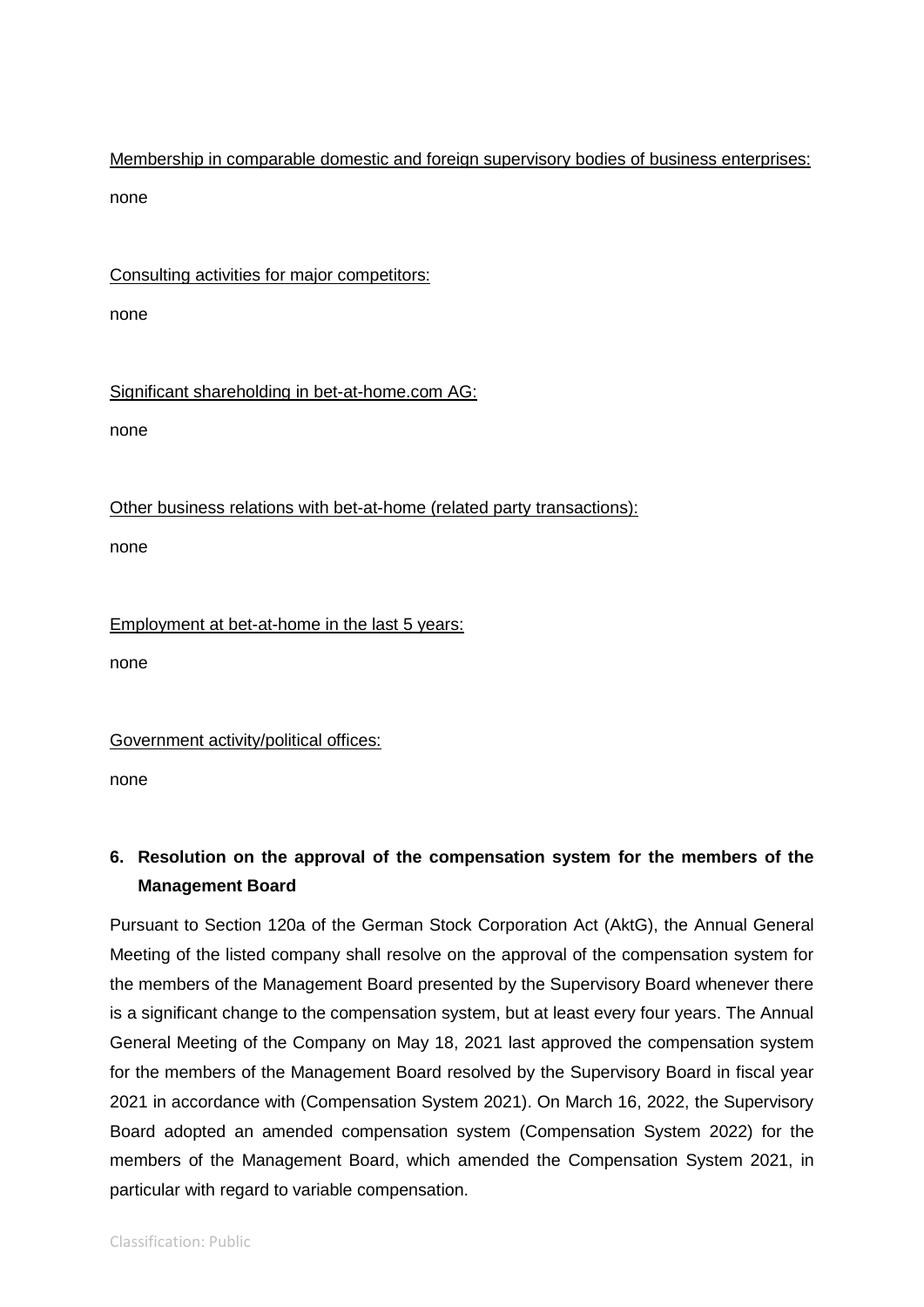Membership in comparable domestic and foreign supervisory bodies of business enterprises:

none

Consulting activities for major competitors:

none

Significant shareholding in bet-at-home.com AG:

none

Other business relations with bet-at-home (related party transactions):

none

Employment at bet-at-home in the last 5 years:

none

Government activity/political offices:

none

## 6. Resolution on the approval of the compensation system for the members of the Management Board

Pursuant to Section 120a of the German Stock Corporation Act (AktG), the Annual General Meeting of the listed company shall resolve on the approval of the compensation system for the members of the Management Board presented by the Supervisory Board whenever there is a significant change to the compensation system, but at least every four years. The Annual General Meeting of the Company on May 18, 2021 last approved the compensation system for the members of the Management Board resolved by the Supervisory Board in fiscal year 2021 in accordance with (Compensation System 2021). On March 16, 2022, the Supervisory Board adopted an amended compensation system (Compensation System 2022) for the members of the Management Board, which amended the Compensation System 2021, in particular with regard to variable compensation.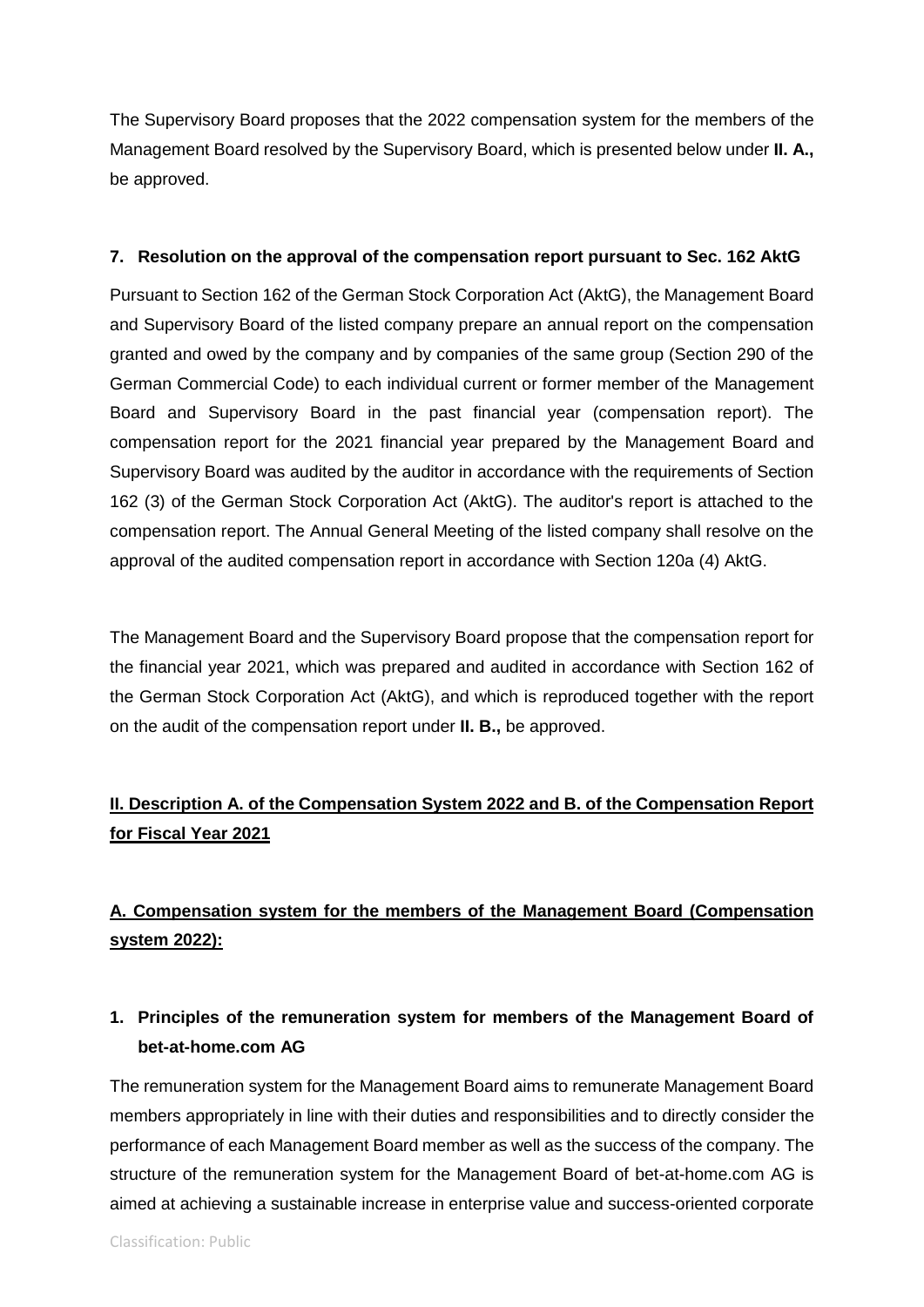The Supervisory Board proposes that the 2022 compensation system for the members of the Management Board resolved by the Supervisory Board, which is presented below under **II. A.,** be approved.

### 7. Resolution on the approval of the compensation report pursuant to Sec. 162 AktG

Pursuant to Section 162 of the German Stock Corporation Act (AktG), the Management Board and Supervisory Board of the listed company prepare an annual report on the compensation granted and owed by the company and by companies of the same group (Section 290 of the German Commercial Code) to each individual current or former member of the Management Board and Supervisory Board in the past financial year (compensation report). The compensation report for the 2021 financial year prepared by the Management Board and Supervisory Board was audited by the auditor in accordance with the requirements of Section 162 (3) of the German Stock Corporation Act (AktG). The auditor's report is attached to the compensation report. The Annual General Meeting of the listed company shall resolve on the approval of the audited compensation report in accordance with Section 120a (4) AktG.

The Management Board and the Supervisory Board propose that the compensation report for the financial year 2021, which was prepared and audited in accordance with Section 162 of the German Stock Corporation Act (AktG), and which is reproduced together with the report on the audit of the compensation report under **II. B.,** be approved.

## II. Description A. of the Compensation System 2022 and B. of the Compensation Report for Fiscal Year 2021

## A. Compensation system for the members of the Management Board (Compensation system 2022):

### 1. Principles of the remuneration system for members of the Management Board of bet-at-home.com AG

The remuneration system for the Management Board aims to remunerate Management Board members appropriately in line with their duties and responsibilities and to directly consider the performance of each Management Board member as well as the success of the company. The structure of the remuneration system for the Management Board of bet-at-home.com AG is aimed at achieving a sustainable increase in enterprise value and success-oriented corporate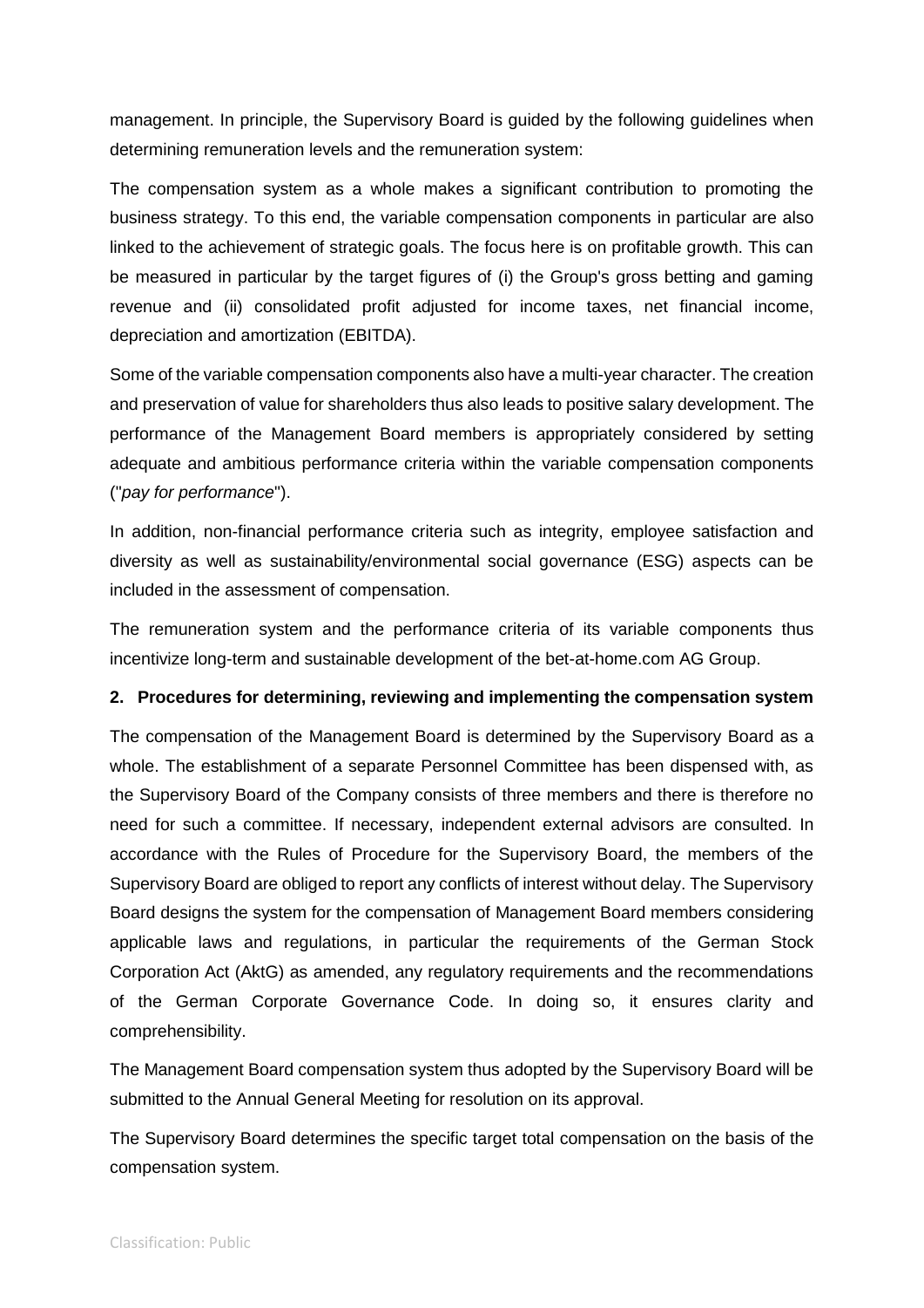management. In principle, the Supervisory Board is guided by the following guidelines when determining remuneration levels and the remuneration system:

The compensation system as a whole makes a significant contribution to promoting the business strategy. To this end, the variable compensation components in particular are also linked to the achievement of strategic goals. The focus here is on profitable growth. This can be measured in particular by the target figures of (i) the Group's gross betting and gaming revenue and (ii) consolidated profit adjusted for income taxes, net financial income, depreciation and amortization (EBITDA).

Some of the variable compensation components also have a multi-year character. The creation and preservation of value for shareholders thus also leads to positive salary development. The performance of the Management Board members is appropriately considered by setting adequate and ambitious performance criteria within the variable compensation components ("*pay for performance*").

In addition, non-financial performance criteria such as integrity, employee satisfaction and diversity as well as sustainability/environmental social governance (ESG) aspects can be included in the assessment of compensation.

The remuneration system and the performance criteria of its variable components thus incentivize long-term and sustainable development of the bet-at-home.com AG Group.

## 2. Procedures for determining, reviewing and implementing the compensation system

The compensation of the Management Board is determined by the Supervisory Board as a whole. The establishment of a separate Personnel Committee has been dispensed with, as the Supervisory Board of the Company consists of three members and there is therefore no need for such a committee. If necessary, independent external advisors are consulted. In accordance with the Rules of Procedure for the Supervisory Board, the members of the Supervisory Board are obliged to report any conflicts of interest without delay. The Supervisory Board designs the system for the compensation of Management Board members considering applicable laws and regulations, in particular the requirements of the German Stock Corporation Act (AktG) as amended, any regulatory requirements and the recommendations of the German Corporate Governance Code. In doing so, it ensures clarity and comprehensibility.

The Management Board compensation system thus adopted by the Supervisory Board will be submitted to the Annual General Meeting for resolution on its approval.

The Supervisory Board determines the specific target total compensation on the basis of the compensation system.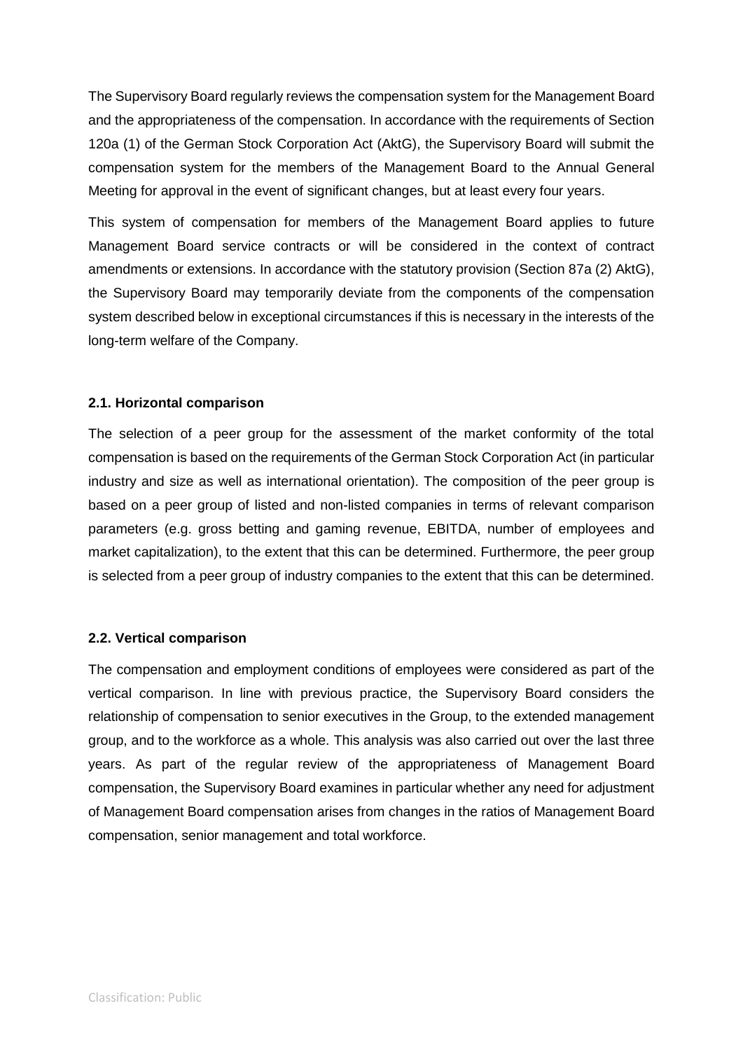The Supervisory Board regularly reviews the compensation system for the Management Board and the appropriateness of the compensation. In accordance with the requirements of Section 120a (1) of the German Stock Corporation Act (AktG), the Supervisory Board will submit the compensation system for the members of the Management Board to the Annual General Meeting for approval in the event of significant changes, but at least every four years.

This system of compensation for members of the Management Board applies to future Management Board service contracts or will be considered in the context of contract amendments or extensions. In accordance with the statutory provision (Section 87a (2) AktG), the Supervisory Board may temporarily deviate from the components of the compensation system described below in exceptional circumstances if this is necessary in the interests of the long-term welfare of the Company.

### 2.1. Horizontal comparison

The selection of a peer group for the assessment of the market conformity of the total compensation is based on the requirements of the German Stock Corporation Act (in particular industry and size as well as international orientation). The composition of the peer group is based on a peer group of listed and non-listed companies in terms of relevant comparison parameters (e.g. gross betting and gaming revenue, EBITDA, number of employees and market capitalization), to the extent that this can be determined. Furthermore, the peer group is selected from a peer group of industry companies to the extent that this can be determined.

### 2.2. Vertical comparison

The compensation and employment conditions of employees were considered as part of the vertical comparison. In line with previous practice, the Supervisory Board considers the relationship of compensation to senior executives in the Group, to the extended management group, and to the workforce as a whole. This analysis was also carried out over the last three years. As part of the regular review of the appropriateness of Management Board compensation, the Supervisory Board examines in particular whether any need for adjustment of Management Board compensation arises from changes in the ratios of Management Board compensation, senior management and total workforce.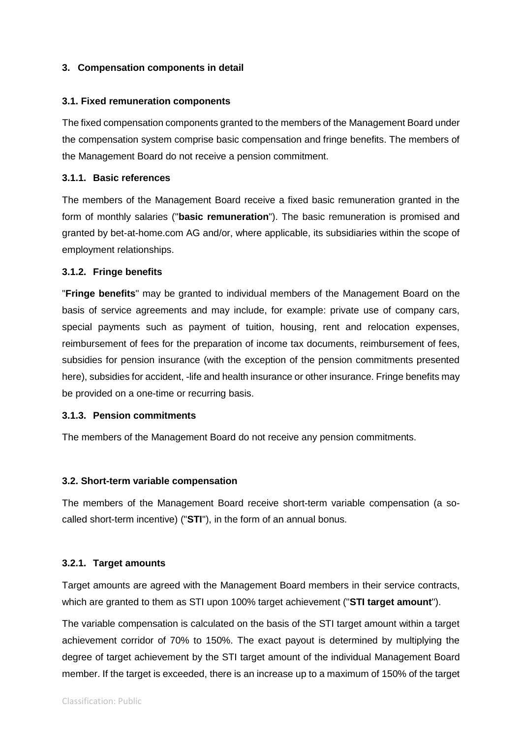## 3. Compensation components in detail

### 3.1. Fixed remuneration components

The fixed compensation components granted to the members of the Management Board under the compensation system comprise basic compensation and fringe benefits. The members of the Management Board do not receive a pension commitment.

#### 3.1.1. Basic references

The members of the Management Board receive a fixed basic remuneration granted in the form of monthly salaries ("**basic remuneration**"). The basic remuneration is promised and granted by bet-at-home.com AG and/or, where applicable, its subsidiaries within the scope of employment relationships.

#### 3.1.2. Fringe benefits

"**Fringe benefits**" may be granted to individual members of the Management Board on the basis of service agreements and may include, for example: private use of company cars, special payments such as payment of tuition, housing, rent and relocation expenses, reimbursement of fees for the preparation of income tax documents, reimbursement of fees, subsidies for pension insurance (with the exception of the pension commitments presented here), subsidies for accident, -life and health insurance or other insurance. Fringe benefits may be provided on a one-time or recurring basis.

#### 3.1.3. Pension commitments

The members of the Management Board do not receive any pension commitments.

### 3.2. Short-term variable compensation

The members of the Management Board receive short-term variable compensation (a so-called short-term incentive) ("**STI**"), in the form of an annual bonus.

#### 3.2.1. Target amounts

Target amounts are agreed with the Management Board members in their service contracts, which are granted to them as STI upon 100% target achievement ("**STI target amount**").

The variable compensation is calculated on the basis of the STI target amount within a target achievement corridor of 70% to 150%. The exact payout is determined by multiplying the degree of target achievement by the STI target amount of the individual Management Board member. If the target is exceeded, there is an increase up to a maximum of 150% of the target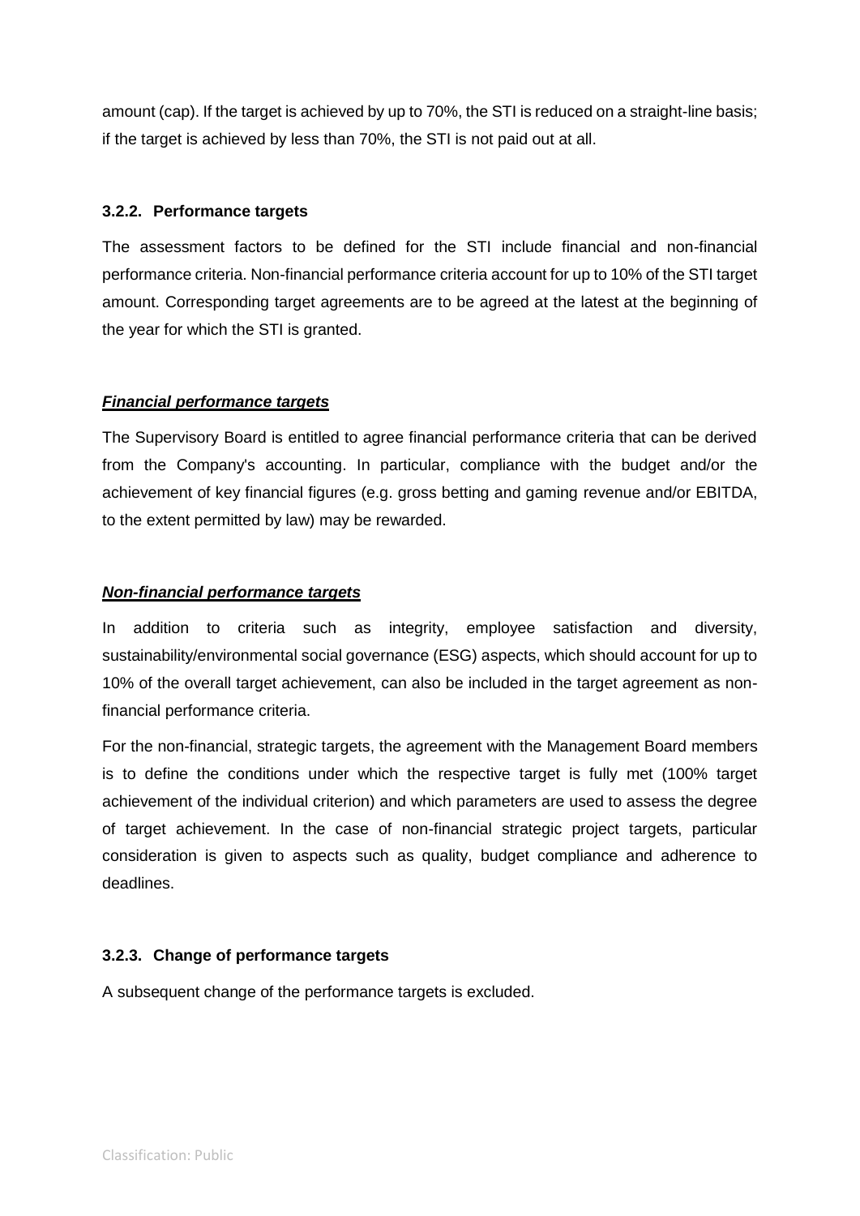amount (cap). If the target is achieved by up to 70%, the STI is reduced on a straight-line basis; if the target is achieved by less than 70%, the STI is not paid out at all.

### 3.2.2. Performance targets

The assessment factors to be defined for the STI include financial and non-financial performance criteria. Non-financial performance criteria account for up to 10% of the STI target amount. Corresponding target agreements are to be agreed at the latest at the beginning of the year for which the STI is granted.

***Financial performance targets***

The Supervisory Board is entitled to agree financial performance criteria that can be derived from the Company's accounting. In particular, compliance with the budget and/or the achievement of key financial figures (e.g. gross betting and gaming revenue and/or EBITDA, to the extent permitted by law) may be rewarded.

***Non-financial performance targets***

In addition to criteria such as integrity, employee satisfaction and diversity, sustainability/environmental social governance (ESG) aspects, which should account for up to 10% of the overall target achievement, can also be included in the target agreement as non-financial performance criteria.

For the non-financial, strategic targets, the agreement with the Management Board members is to define the conditions under which the respective target is fully met (100% target achievement of the individual criterion) and which parameters are used to assess the degree of target achievement. In the case of non-financial strategic project targets, particular consideration is given to aspects such as quality, budget compliance and adherence to deadlines.

### 3.2.3. Change of performance targets

A subsequent change of the performance targets is excluded.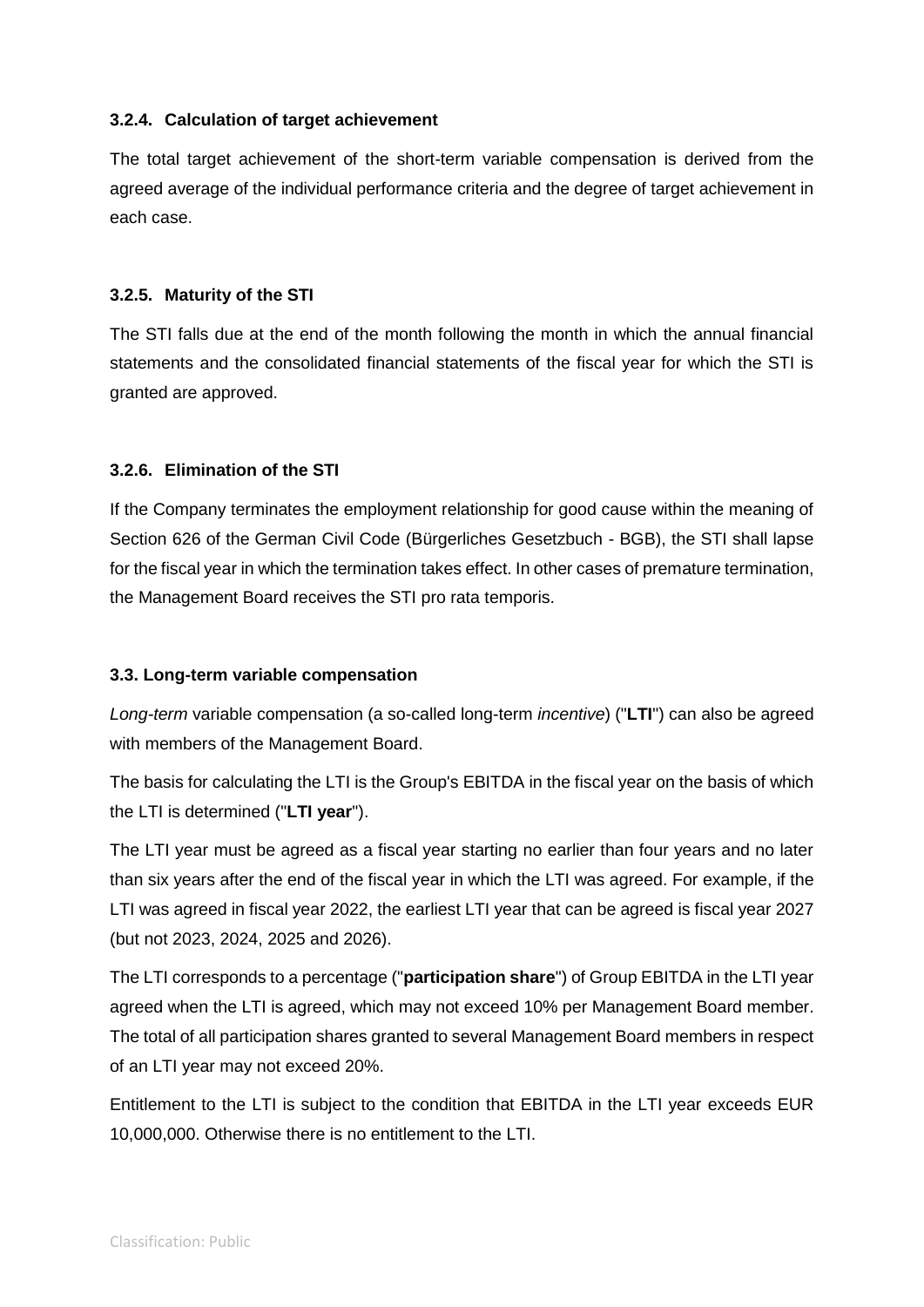#### 3.2.4. Calculation of target achievement

The total target achievement of the short-term variable compensation is derived from the agreed average of the individual performance criteria and the degree of target achievement in each case.

#### 3.2.5. Maturity of the STI

The STI falls due at the end of the month following the month in which the annual financial statements and the consolidated financial statements of the fiscal year for which the STI is granted are approved.

#### 3.2.6. Elimination of the STI

If the Company terminates the employment relationship for good cause within the meaning of Section 626 of the German Civil Code (Bürgerliches Gesetzbuch - BGB), the STI shall lapse for the fiscal year in which the termination takes effect. In other cases of premature termination, the Management Board receives the STI pro rata temporis.

### 3.3. Long-term variable compensation

*Long-term* variable compensation (a so-called long-term *incentive*) ("**LTI**") can also be agreed with members of the Management Board.

The basis for calculating the LTI is the Group's EBITDA in the fiscal year on the basis of which the LTI is determined ("**LTI year**").

The LTI year must be agreed as a fiscal year starting no earlier than four years and no later than six years after the end of the fiscal year in which the LTI was agreed. For example, if the LTI was agreed in fiscal year 2022, the earliest LTI year that can be agreed is fiscal year 2027 (but not 2023, 2024, 2025 and 2026).

The LTI corresponds to a percentage ("**participation share**") of Group EBITDA in the LTI year agreed when the LTI is agreed, which may not exceed 10% per Management Board member. The total of all participation shares granted to several Management Board members in respect of an LTI year may not exceed 20%.

Entitlement to the LTI is subject to the condition that EBITDA in the LTI year exceeds EUR 10,000,000. Otherwise there is no entitlement to the LTI.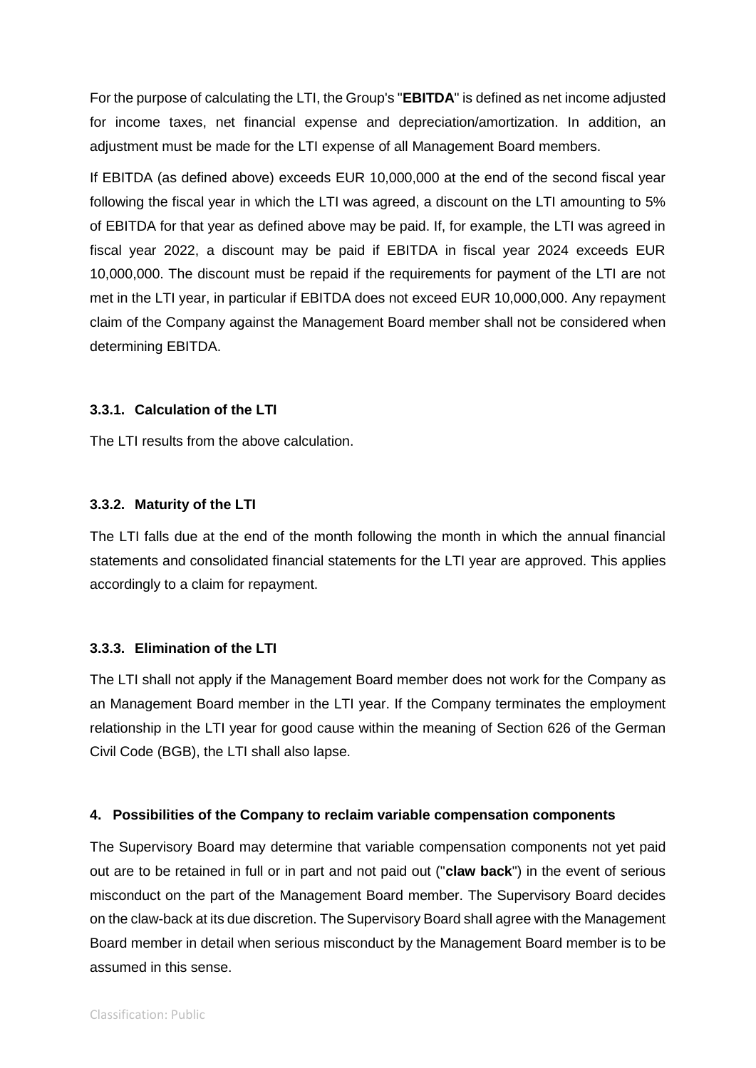For the purpose of calculating the LTI, the Group's "**EBITDA**" is defined as net income adjusted for income taxes, net financial expense and depreciation/amortization. In addition, an adjustment must be made for the LTI expense of all Management Board members.

If EBITDA (as defined above) exceeds EUR 10,000,000 at the end of the second fiscal year following the fiscal year in which the LTI was agreed, a discount on the LTI amounting to 5% of EBITDA for that year as defined above may be paid. If, for example, the LTI was agreed in fiscal year 2022, a discount may be paid if EBITDA in fiscal year 2024 exceeds EUR 10,000,000. The discount must be repaid if the requirements for payment of the LTI are not met in the LTI year, in particular if EBITDA does not exceed EUR 10,000,000. Any repayment claim of the Company against the Management Board member shall not be considered when determining EBITDA.

### 3.3.1. Calculation of the LTI

The LTI results from the above calculation.

### 3.3.2. Maturity of the LTI

The LTI falls due at the end of the month following the month in which the annual financial statements and consolidated financial statements for the LTI year are approved. This applies accordingly to a claim for repayment.

### 3.3.3. Elimination of the LTI

The LTI shall not apply if the Management Board member does not work for the Company as an Management Board member in the LTI year. If the Company terminates the employment relationship in the LTI year for good cause within the meaning of Section 626 of the German Civil Code (BGB), the LTI shall also lapse.

## 4. Possibilities of the Company to reclaim variable compensation components

The Supervisory Board may determine that variable compensation components not yet paid out are to be retained in full or in part and not paid out ("**claw back**") in the event of serious misconduct on the part of the Management Board member. The Supervisory Board decides on the claw-back at its due discretion. The Supervisory Board shall agree with the Management Board member in detail when serious misconduct by the Management Board member is to be assumed in this sense.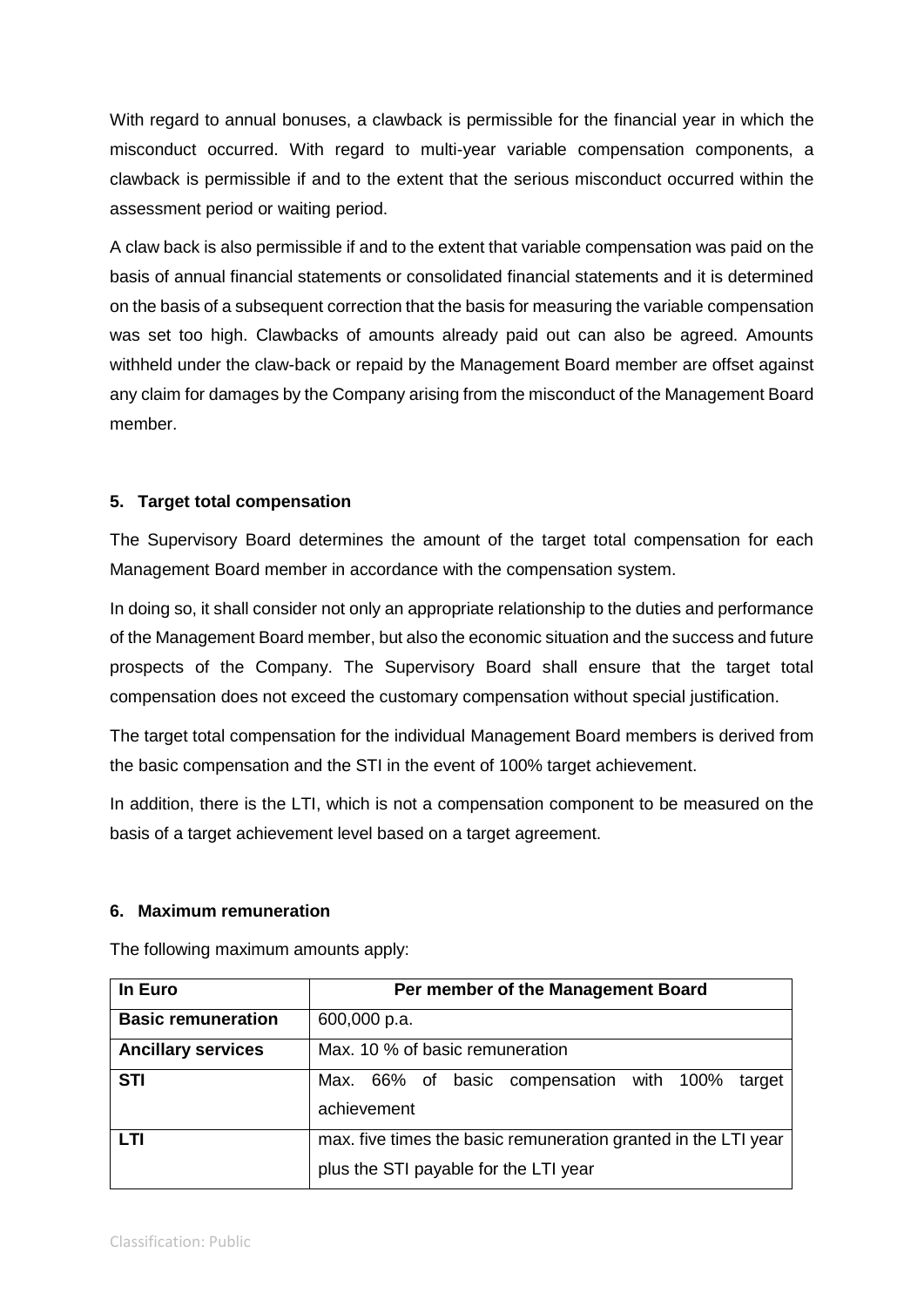With regard to annual bonuses, a clawback is permissible for the financial year in which the misconduct occurred. With regard to multi-year variable compensation components, a clawback is permissible if and to the extent that the serious misconduct occurred within the assessment period or waiting period.

A claw back is also permissible if and to the extent that variable compensation was paid on the basis of annual financial statements or consolidated financial statements and it is determined on the basis of a subsequent correction that the basis for measuring the variable compensation was set too high. Clawbacks of amounts already paid out can also be agreed. Amounts withheld under the claw-back or repaid by the Management Board member are offset against any claim for damages by the Company arising from the misconduct of the Management Board member.

### 5. Target total compensation

The Supervisory Board determines the amount of the target total compensation for each Management Board member in accordance with the compensation system.

In doing so, it shall consider not only an appropriate relationship to the duties and performance of the Management Board member, but also the economic situation and the success and future prospects of the Company. The Supervisory Board shall ensure that the target total compensation does not exceed the customary compensation without special justification.

The target total compensation for the individual Management Board members is derived from the basic compensation and the STI in the event of 100% target achievement.

In addition, there is the LTI, which is not a compensation component to be measured on the basis of a target achievement level based on a target agreement.

### 6. Maximum remuneration

The following maximum amounts apply:

| In Euro | Per member of the Management Board |
|---|---|
| **Basic remuneration** | 600,000 p.a. |
| **Ancillary services** | Max. 10 % of basic remuneration |
| **STI** | Max. 66% of basic compensation with 100% target achievement |
| **LTI** | max. five times the basic remuneration granted in the LTI year plus the STI payable for the LTI year |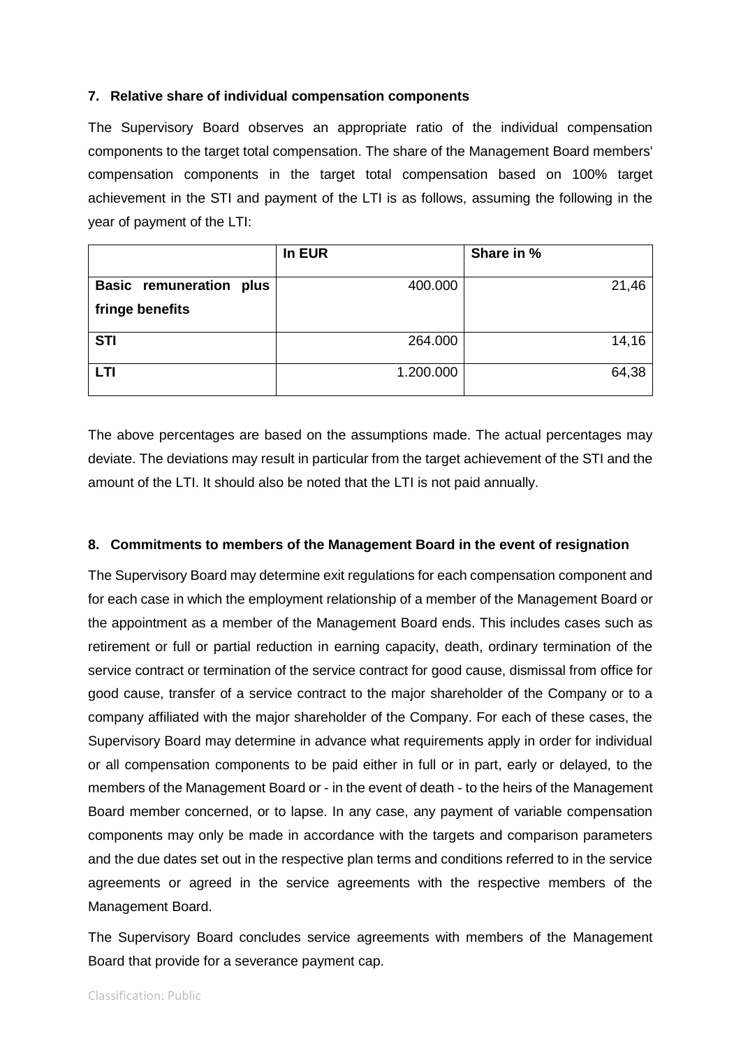## 7. Relative share of individual compensation components

The Supervisory Board observes an appropriate ratio of the individual compensation components to the target total compensation. The share of the Management Board members' compensation components in the target total compensation based on 100% target achievement in the STI and payment of the LTI is as follows, assuming the following in the year of payment of the LTI:

| | In EUR | Share in % |
|---|---|---|
| **Basic remuneration plus fringe benefits** | 400.000 | 21,46 |
| **STI** | 264.000 | 14,16 |
| **LTI** | 1.200.000 | 64,38 |

The above percentages are based on the assumptions made. The actual percentages may deviate. The deviations may result in particular from the target achievement of the STI and the amount of the LTI. It should also be noted that the LTI is not paid annually.

## 8. Commitments to members of the Management Board in the event of resignation

The Supervisory Board may determine exit regulations for each compensation component and for each case in which the employment relationship of a member of the Management Board or the appointment as a member of the Management Board ends. This includes cases such as retirement or full or partial reduction in earning capacity, death, ordinary termination of the service contract or termination of the service contract for good cause, dismissal from office for good cause, transfer of a service contract to the major shareholder of the Company or to a company affiliated with the major shareholder of the Company. For each of these cases, the Supervisory Board may determine in advance what requirements apply in order for individual or all compensation components to be paid either in full or in part, early or delayed, to the members of the Management Board or - in the event of death - to the heirs of the Management Board member concerned, or to lapse. In any case, any payment of variable compensation components may only be made in accordance with the targets and comparison parameters and the due dates set out in the respective plan terms and conditions referred to in the service agreements or agreed in the service agreements with the respective members of the Management Board.

The Supervisory Board concludes service agreements with members of the Management Board that provide for a severance payment cap.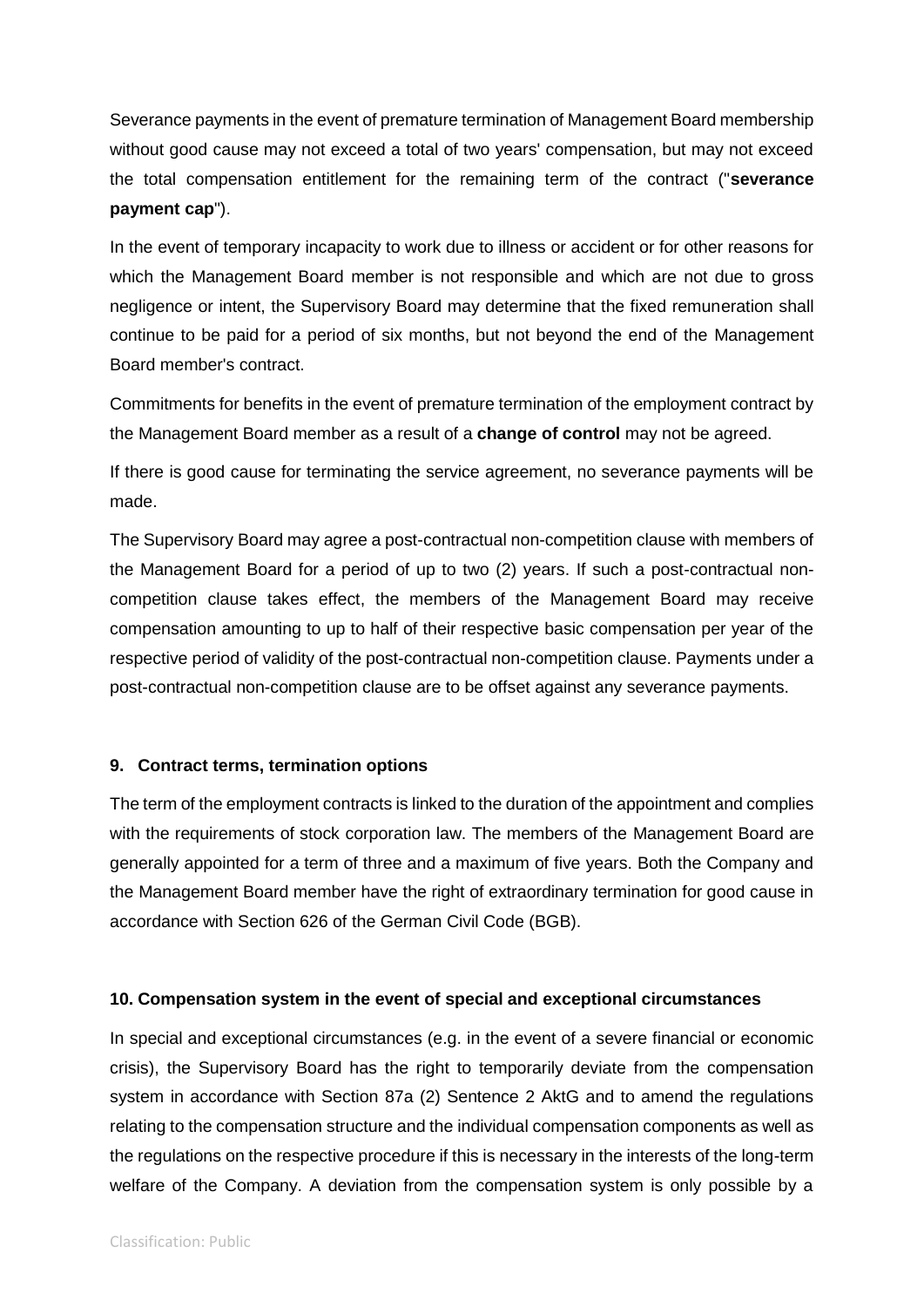Severance payments in the event of premature termination of Management Board membership without good cause may not exceed a total of two years' compensation, but may not exceed the total compensation entitlement for the remaining term of the contract ("**severance payment cap**").

In the event of temporary incapacity to work due to illness or accident or for other reasons for which the Management Board member is not responsible and which are not due to gross negligence or intent, the Supervisory Board may determine that the fixed remuneration shall continue to be paid for a period of six months, but not beyond the end of the Management Board member's contract.

Commitments for benefits in the event of premature termination of the employment contract by the Management Board member as a result of a **change of control** may not be agreed.

If there is good cause for terminating the service agreement, no severance payments will be made.

The Supervisory Board may agree a post-contractual non-competition clause with members of the Management Board for a period of up to two (2) years. If such a post-contractual non-competition clause takes effect, the members of the Management Board may receive compensation amounting to up to half of their respective basic compensation per year of the respective period of validity of the post-contractual non-competition clause. Payments under a post-contractual non-competition clause are to be offset against any severance payments.

### 9. Contract terms, termination options

The term of the employment contracts is linked to the duration of the appointment and complies with the requirements of stock corporation law. The members of the Management Board are generally appointed for a term of three and a maximum of five years. Both the Company and the Management Board member have the right of extraordinary termination for good cause in accordance with Section 626 of the German Civil Code (BGB).

### 10. Compensation system in the event of special and exceptional circumstances

In special and exceptional circumstances (e.g. in the event of a severe financial or economic crisis), the Supervisory Board has the right to temporarily deviate from the compensation system in accordance with Section 87a (2) Sentence 2 AktG and to amend the regulations relating to the compensation structure and the individual compensation components as well as the regulations on the respective procedure if this is necessary in the interests of the long-term welfare of the Company. A deviation from the compensation system is only possible by a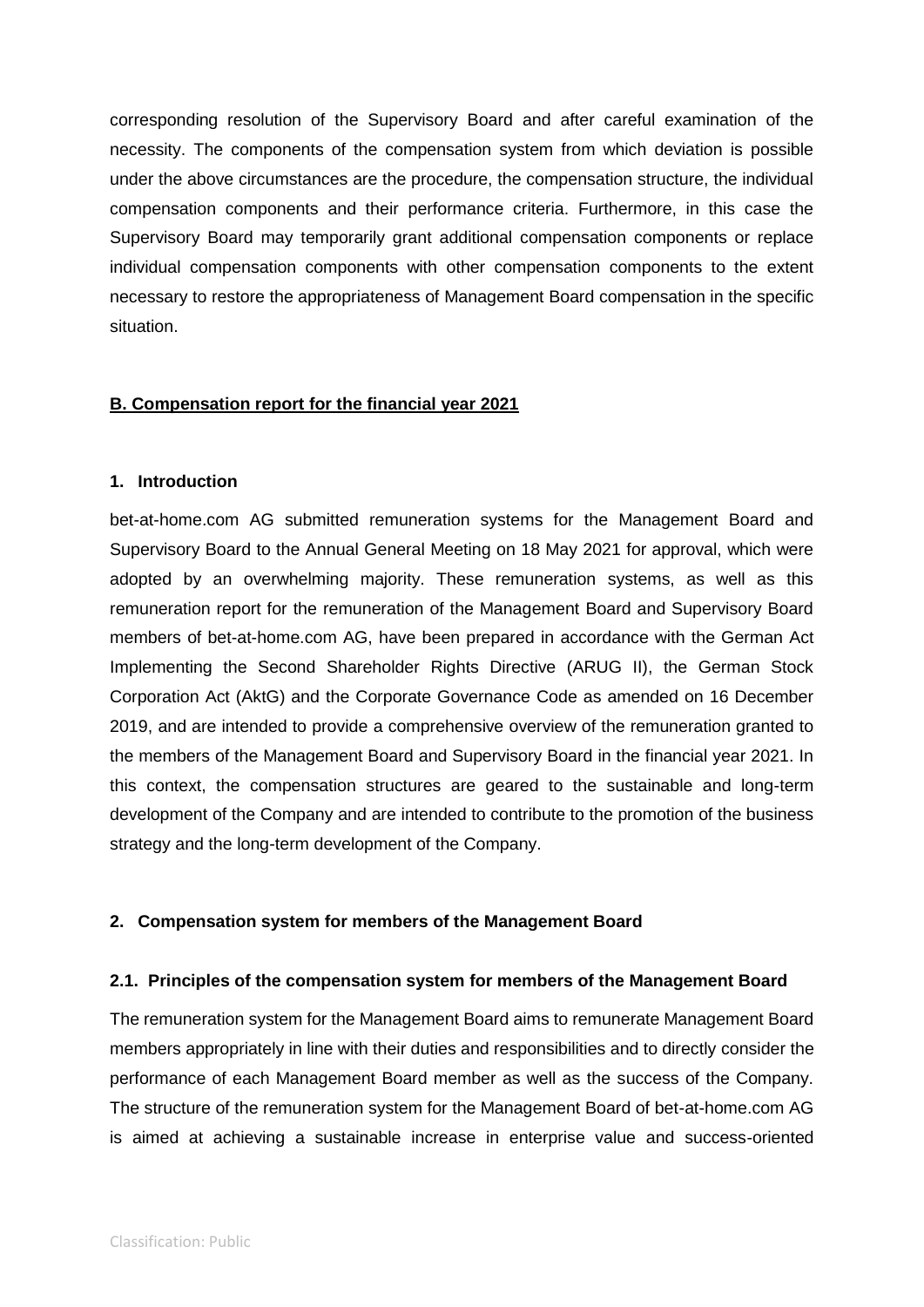corresponding resolution of the Supervisory Board and after careful examination of the necessity. The components of the compensation system from which deviation is possible under the above circumstances are the procedure, the compensation structure, the individual compensation components and their performance criteria. Furthermore, in this case the Supervisory Board may temporarily grant additional compensation components or replace individual compensation components with other compensation components to the extent necessary to restore the appropriateness of Management Board compensation in the specific situation.

## B. Compensation report for the financial year 2021

### 1. Introduction

bet-at-home.com AG submitted remuneration systems for the Management Board and Supervisory Board to the Annual General Meeting on 18 May 2021 for approval, which were adopted by an overwhelming majority. These remuneration systems, as well as this remuneration report for the remuneration of the Management Board and Supervisory Board members of bet-at-home.com AG, have been prepared in accordance with the German Act Implementing the Second Shareholder Rights Directive (ARUG II), the German Stock Corporation Act (AktG) and the Corporate Governance Code as amended on 16 December 2019, and are intended to provide a comprehensive overview of the remuneration granted to the members of the Management Board and Supervisory Board in the financial year 2021. In this context, the compensation structures are geared to the sustainable and long-term development of the Company and are intended to contribute to the promotion of the business strategy and the long-term development of the Company.

### 2. Compensation system for members of the Management Board

#### 2.1. Principles of the compensation system for members of the Management Board

The remuneration system for the Management Board aims to remunerate Management Board members appropriately in line with their duties and responsibilities and to directly consider the performance of each Management Board member as well as the success of the Company. The structure of the remuneration system for the Management Board of bet-at-home.com AG is aimed at achieving a sustainable increase in enterprise value and success-oriented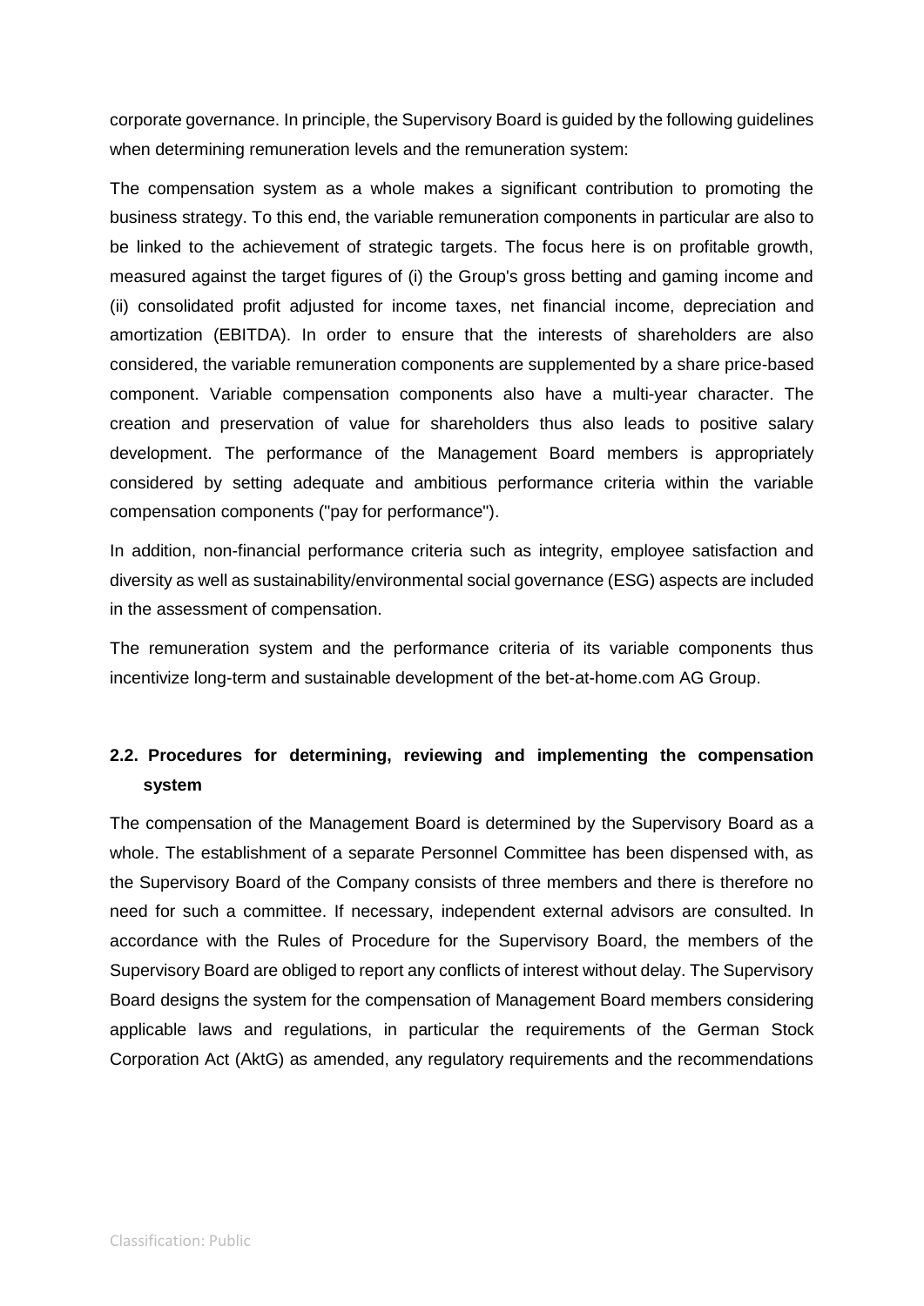corporate governance. In principle, the Supervisory Board is guided by the following guidelines when determining remuneration levels and the remuneration system:

The compensation system as a whole makes a significant contribution to promoting the business strategy. To this end, the variable remuneration components in particular are also to be linked to the achievement of strategic targets. The focus here is on profitable growth, measured against the target figures of (i) the Group's gross betting and gaming income and (ii) consolidated profit adjusted for income taxes, net financial income, depreciation and amortization (EBITDA). In order to ensure that the interests of shareholders are also considered, the variable remuneration components are supplemented by a share price-based component. Variable compensation components also have a multi-year character. The creation and preservation of value for shareholders thus also leads to positive salary development. The performance of the Management Board members is appropriately considered by setting adequate and ambitious performance criteria within the variable compensation components ("pay for performance").

In addition, non-financial performance criteria such as integrity, employee satisfaction and diversity as well as sustainability/environmental social governance (ESG) aspects are included in the assessment of compensation.

The remuneration system and the performance criteria of its variable components thus incentivize long-term and sustainable development of the bet-at-home.com AG Group.

## 2.2. Procedures for determining, reviewing and implementing the compensation system

The compensation of the Management Board is determined by the Supervisory Board as a whole. The establishment of a separate Personnel Committee has been dispensed with, as the Supervisory Board of the Company consists of three members and there is therefore no need for such a committee. If necessary, independent external advisors are consulted. In accordance with the Rules of Procedure for the Supervisory Board, the members of the Supervisory Board are obliged to report any conflicts of interest without delay. The Supervisory Board designs the system for the compensation of Management Board members considering applicable laws and regulations, in particular the requirements of the German Stock Corporation Act (AktG) as amended, any regulatory requirements and the recommendations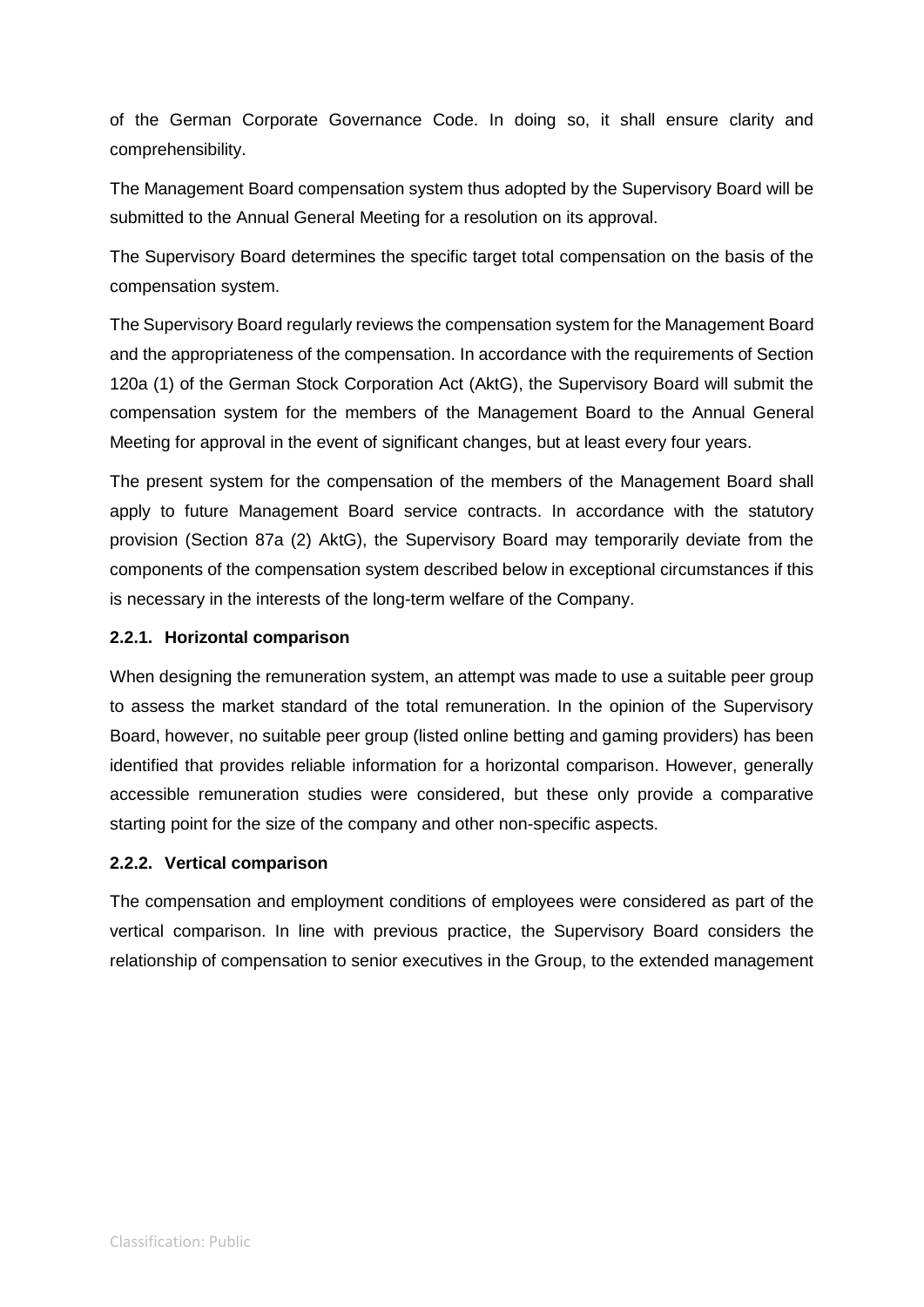of the German Corporate Governance Code. In doing so, it shall ensure clarity and comprehensibility.

The Management Board compensation system thus adopted by the Supervisory Board will be submitted to the Annual General Meeting for a resolution on its approval.

The Supervisory Board determines the specific target total compensation on the basis of the compensation system.

The Supervisory Board regularly reviews the compensation system for the Management Board and the appropriateness of the compensation. In accordance with the requirements of Section 120a (1) of the German Stock Corporation Act (AktG), the Supervisory Board will submit the compensation system for the members of the Management Board to the Annual General Meeting for approval in the event of significant changes, but at least every four years.

The present system for the compensation of the members of the Management Board shall apply to future Management Board service contracts. In accordance with the statutory provision (Section 87a (2) AktG), the Supervisory Board may temporarily deviate from the components of the compensation system described below in exceptional circumstances if this is necessary in the interests of the long-term welfare of the Company.

### 2.2.1. Horizontal comparison

When designing the remuneration system, an attempt was made to use a suitable peer group to assess the market standard of the total remuneration. In the opinion of the Supervisory Board, however, no suitable peer group (listed online betting and gaming providers) has been identified that provides reliable information for a horizontal comparison. However, generally accessible remuneration studies were considered, but these only provide a comparative starting point for the size of the company and other non-specific aspects.

### 2.2.2. Vertical comparison

The compensation and employment conditions of employees were considered as part of the vertical comparison. In line with previous practice, the Supervisory Board considers the relationship of compensation to senior executives in the Group, to the extended management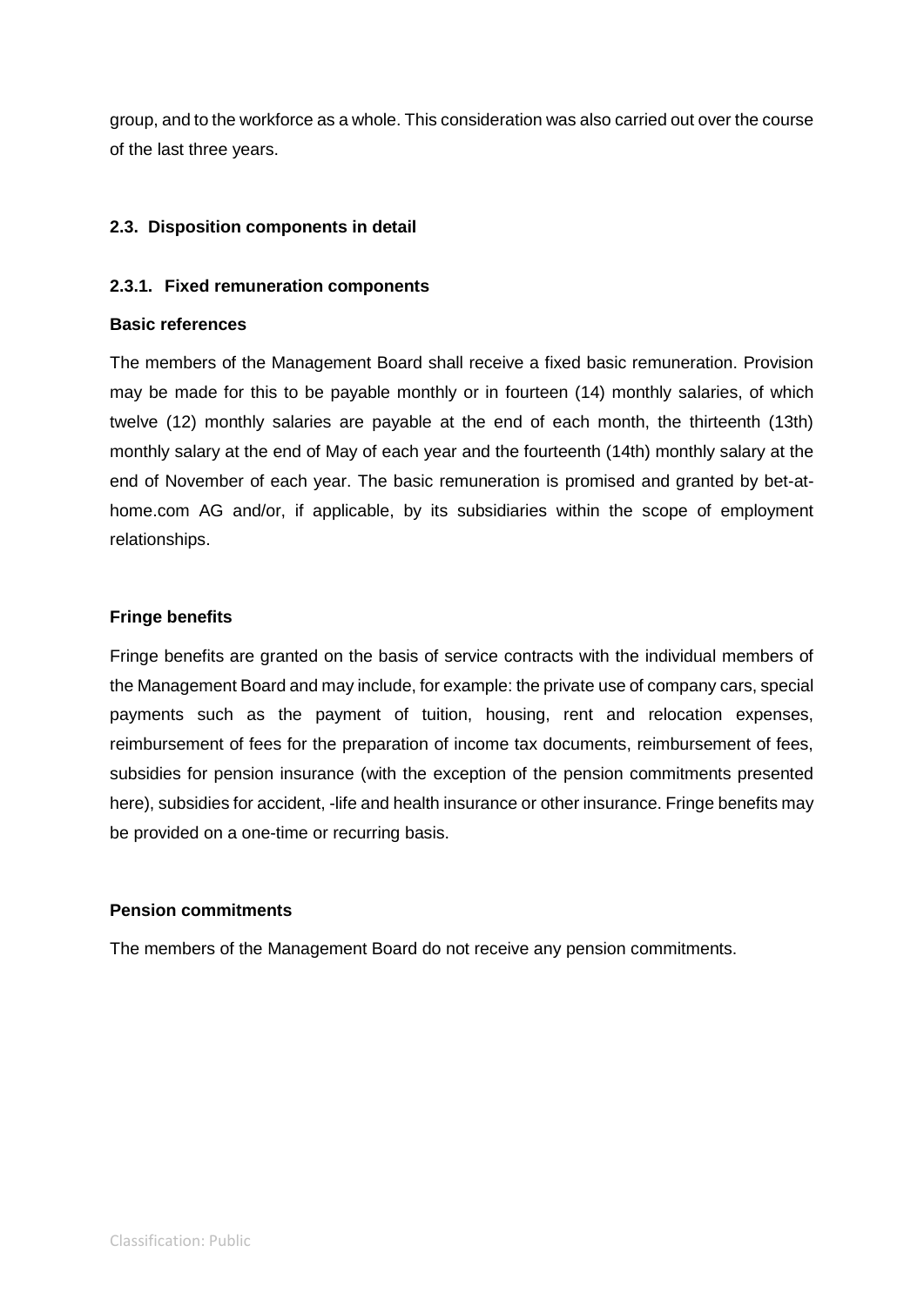group, and to the workforce as a whole. This consideration was also carried out over the course of the last three years.

### 2.3. Disposition components in detail

#### 2.3.1. Fixed remuneration components

**Basic references**

The members of the Management Board shall receive a fixed basic remuneration. Provision may be made for this to be payable monthly or in fourteen (14) monthly salaries, of which twelve (12) monthly salaries are payable at the end of each month, the thirteenth (13th) monthly salary at the end of May of each year and the fourteenth (14th) monthly salary at the end of November of each year. The basic remuneration is promised and granted by bet-at-home.com AG and/or, if applicable, by its subsidiaries within the scope of employment relationships.

**Fringe benefits**

Fringe benefits are granted on the basis of service contracts with the individual members of the Management Board and may include, for example: the private use of company cars, special payments such as the payment of tuition, housing, rent and relocation expenses, reimbursement of fees for the preparation of income tax documents, reimbursement of fees, subsidies for pension insurance (with the exception of the pension commitments presented here), subsidies for accident, -life and health insurance or other insurance. Fringe benefits may be provided on a one-time or recurring basis.

**Pension commitments**

The members of the Management Board do not receive any pension commitments.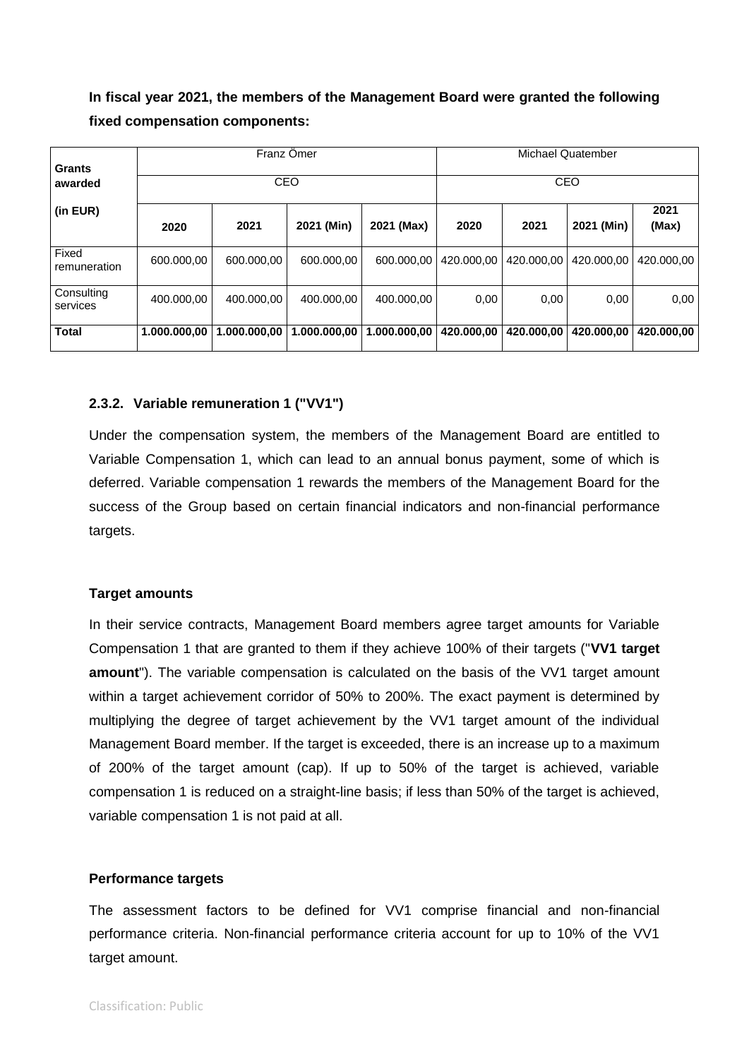**In fiscal year 2021, the members of the Management Board were granted the following fixed compensation components:**

| Grants awarded (in EUR) | Franz Ömer | | | | Michael Quatember | | | |
|---|---|---|---|---|---|---|---|---|
| | CEO | | | | CEO | | | |
| | 2020 | 2021 | 2021 (Min) | 2021 (Max) | 2020 | 2021 | 2021 (Min) | 2021 (Max) |
| Fixed remuneration | 600.000,00 | 600.000,00 | 600.000,00 | 600.000,00 | 420.000,00 | 420.000,00 | 420.000,00 | 420.000,00 |
| Consulting services | 400.000,00 | 400.000,00 | 400.000,00 | 400.000,00 | 0,00 | 0,00 | 0,00 | 0,00 |
| **Total** | **1.000.000,00** | **1.000.000,00** | **1.000.000,00** | **1.000.000,00** | **420.000,00** | **420.000,00** | **420.000,00** | **420.000,00** |

### 2.3.2. Variable remuneration 1 ("VV1")

Under the compensation system, the members of the Management Board are entitled to Variable Compensation 1, which can lead to an annual bonus payment, some of which is deferred. Variable compensation 1 rewards the members of the Management Board for the success of the Group based on certain financial indicators and non-financial performance targets.

**Target amounts**

In their service contracts, Management Board members agree target amounts for Variable Compensation 1 that are granted to them if they achieve 100% of their targets ("**VV1 target amount**"). The variable compensation is calculated on the basis of the VV1 target amount within a target achievement corridor of 50% to 200%. The exact payment is determined by multiplying the degree of target achievement by the VV1 target amount of the individual Management Board member. If the target is exceeded, there is an increase up to a maximum of 200% of the target amount (cap). If up to 50% of the target is achieved, variable compensation 1 is reduced on a straight-line basis; if less than 50% of the target is achieved, variable compensation 1 is not paid at all.

**Performance targets**

The assessment factors to be defined for VV1 comprise financial and non-financial performance criteria. Non-financial performance criteria account for up to 10% of the VV1 target amount.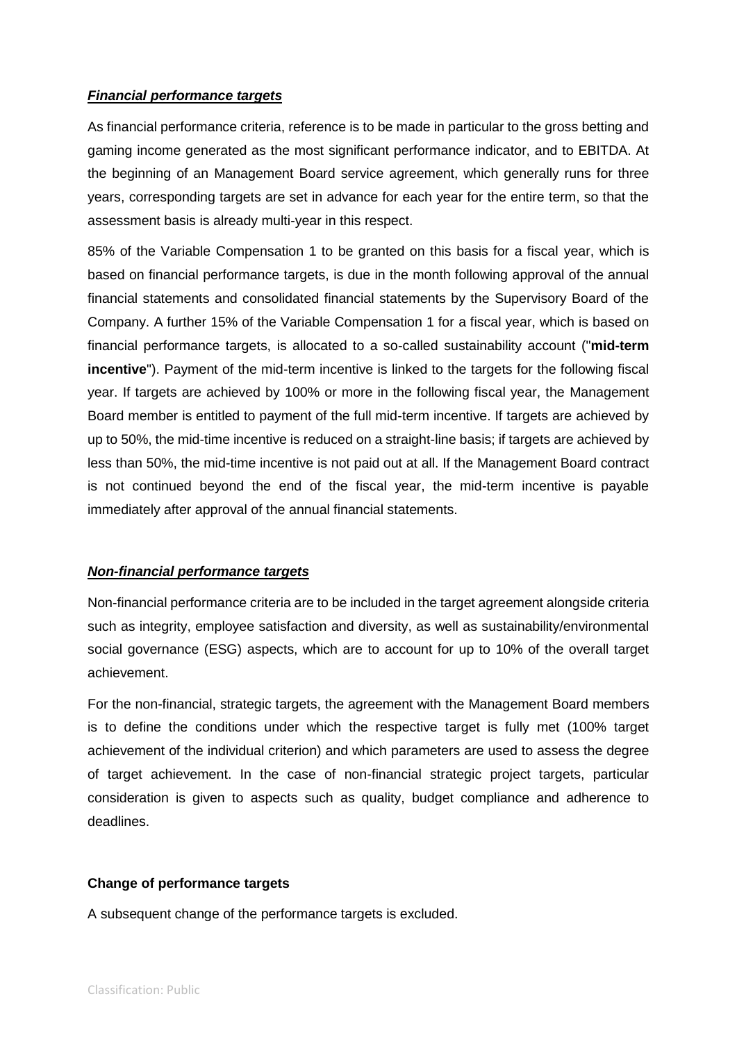***Financial performance targets***

As financial performance criteria, reference is to be made in particular to the gross betting and gaming income generated as the most significant performance indicator, and to EBITDA. At the beginning of an Management Board service agreement, which generally runs for three years, corresponding targets are set in advance for each year for the entire term, so that the assessment basis is already multi-year in this respect.

85% of the Variable Compensation 1 to be granted on this basis for a fiscal year, which is based on financial performance targets, is due in the month following approval of the annual financial statements and consolidated financial statements by the Supervisory Board of the Company. A further 15% of the Variable Compensation 1 for a fiscal year, which is based on financial performance targets, is allocated to a so-called sustainability account ("**mid-term incentive**"). Payment of the mid-term incentive is linked to the targets for the following fiscal year. If targets are achieved by 100% or more in the following fiscal year, the Management Board member is entitled to payment of the full mid-term incentive. If targets are achieved by up to 50%, the mid-time incentive is reduced on a straight-line basis; if targets are achieved by less than 50%, the mid-time incentive is not paid out at all. If the Management Board contract is not continued beyond the end of the fiscal year, the mid-term incentive is payable immediately after approval of the annual financial statements.

***Non-financial performance targets***

Non-financial performance criteria are to be included in the target agreement alongside criteria such as integrity, employee satisfaction and diversity, as well as sustainability/environmental social governance (ESG) aspects, which are to account for up to 10% of the overall target achievement.

For the non-financial, strategic targets, the agreement with the Management Board members is to define the conditions under which the respective target is fully met (100% target achievement of the individual criterion) and which parameters are used to assess the degree of target achievement. In the case of non-financial strategic project targets, particular consideration is given to aspects such as quality, budget compliance and adherence to deadlines.

**Change of performance targets**

A subsequent change of the performance targets is excluded.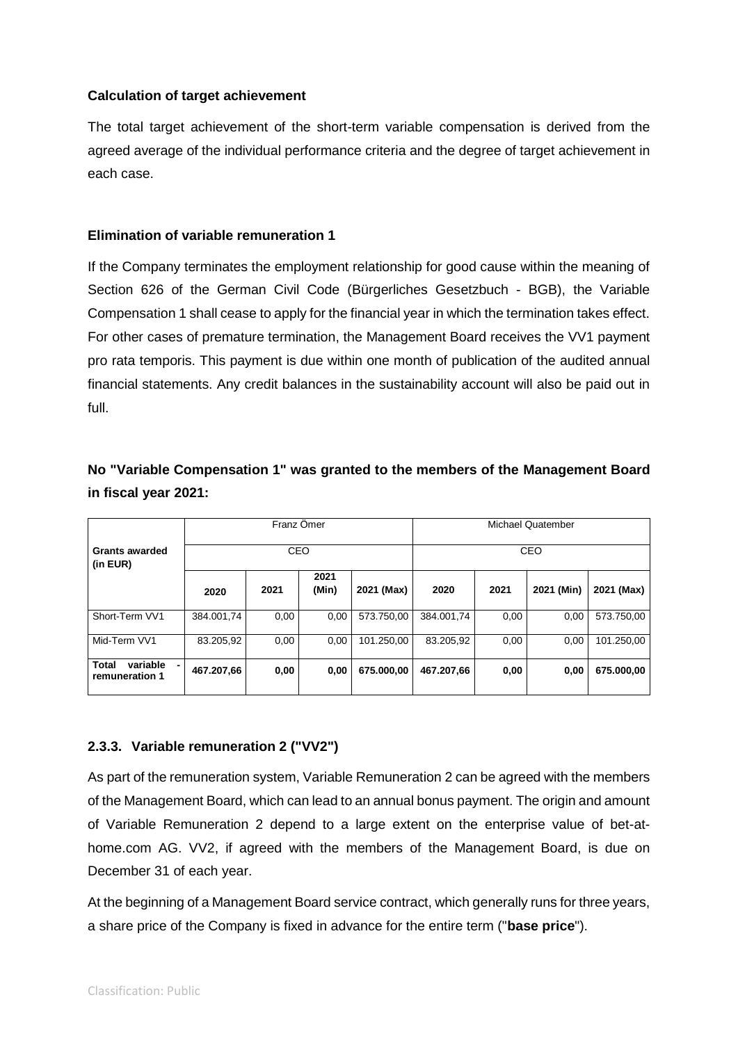**Calculation of target achievement**

The total target achievement of the short-term variable compensation is derived from the agreed average of the individual performance criteria and the degree of target achievement in each case.

**Elimination of variable remuneration 1**

If the Company terminates the employment relationship for good cause within the meaning of Section 626 of the German Civil Code (Bürgerliches Gesetzbuch - BGB), the Variable Compensation 1 shall cease to apply for the financial year in which the termination takes effect. For other cases of premature termination, the Management Board receives the VV1 payment pro rata temporis. This payment is due within one month of publication of the audited annual financial statements. Any credit balances in the sustainability account will also be paid out in full.

**No "Variable Compensation 1" was granted to the members of the Management Board in fiscal year 2021:**

| Grants awarded (in EUR) | Franz Ömer | | | | Michael Quatember | | | |
|---|---|---|---|---|---|---|---|---|
| | CEO | | | | CEO | | | |
| | 2020 | 2021 | 2021 (Min) | 2021 (Max) | 2020 | 2021 | 2021 (Min) | 2021 (Max) |
| Short-Term VV1 | 384.001,74 | 0,00 | 0,00 | 573.750,00 | 384.001,74 | 0,00 | 0,00 | 573.750,00 |
| Mid-Term VV1 | 83.205,92 | 0,00 | 0,00 | 101.250,00 | 83.205,92 | 0,00 | 0,00 | 101.250,00 |
| **Total variable - remuneration 1** | **467.207,66** | **0,00** | **0,00** | **675.000,00** | **467.207,66** | **0,00** | **0,00** | **675.000,00** |

### 2.3.3. Variable remuneration 2 ("VV2")

As part of the remuneration system, Variable Remuneration 2 can be agreed with the members of the Management Board, which can lead to an annual bonus payment. The origin and amount of Variable Remuneration 2 depend to a large extent on the enterprise value of bet-at-home.com AG. VV2, if agreed with the members of the Management Board, is due on December 31 of each year.

At the beginning of a Management Board service contract, which generally runs for three years, a share price of the Company is fixed in advance for the entire term ("**base price**").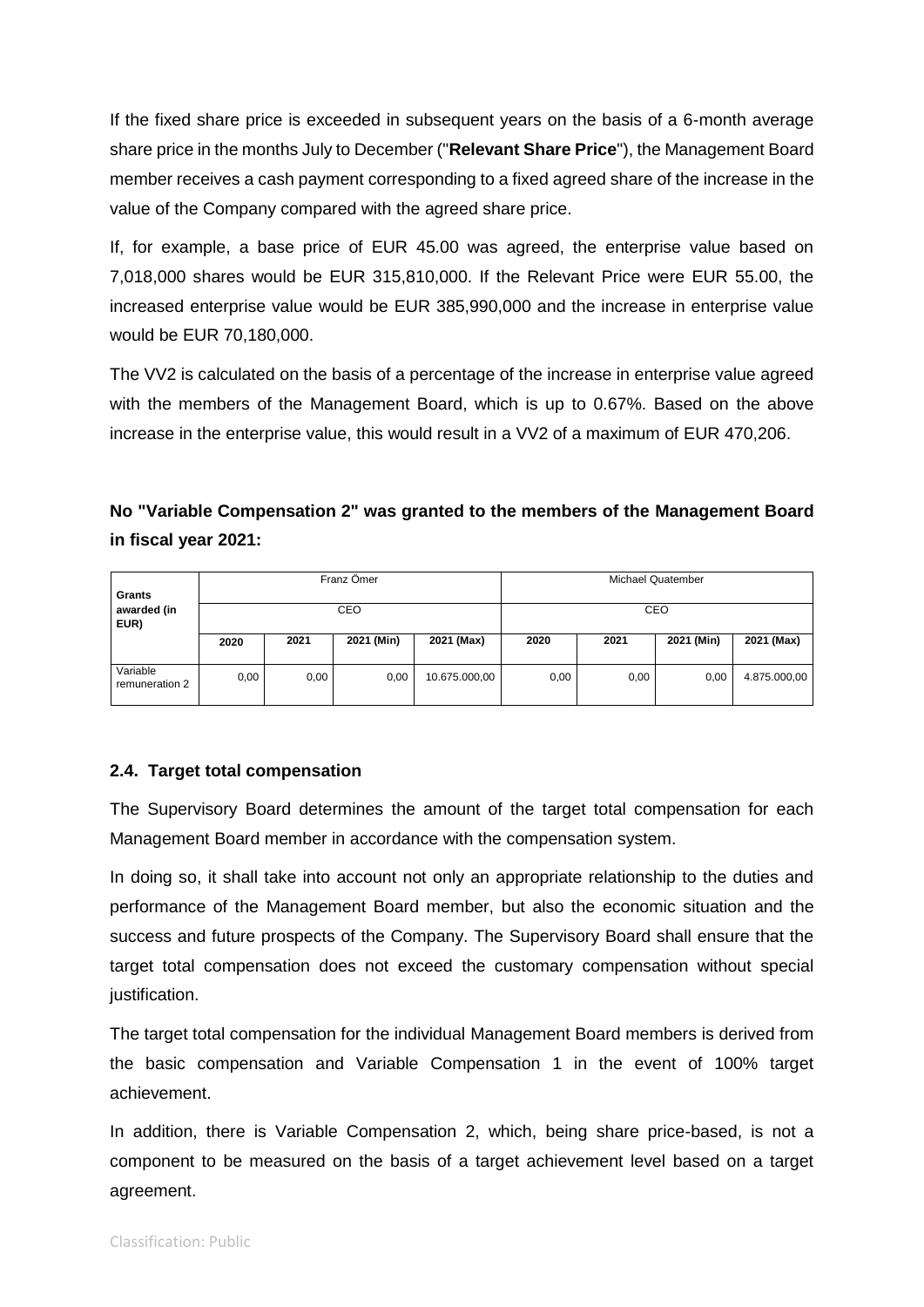If the fixed share price is exceeded in subsequent years on the basis of a 6-month average share price in the months July to December ("**Relevant Share Price**"), the Management Board member receives a cash payment corresponding to a fixed agreed share of the increase in the value of the Company compared with the agreed share price.

If, for example, a base price of EUR 45.00 was agreed, the enterprise value based on 7,018,000 shares would be EUR 315,810,000. If the Relevant Price were EUR 55.00, the increased enterprise value would be EUR 385,990,000 and the increase in enterprise value would be EUR 70,180,000.

The VV2 is calculated on the basis of a percentage of the increase in enterprise value agreed with the members of the Management Board, which is up to 0.67%. Based on the above increase in the enterprise value, this would result in a VV2 of a maximum of EUR 470,206.

**No "Variable Compensation 2" was granted to the members of the Management Board in fiscal year 2021:**

| Grants awarded (in EUR) | Franz Ömer | | | | Michael Quatember | | | |
|---|---|---|---|---|---|---|---|---|
| | CEO | | | | CEO | | | |
| | 2020 | 2021 | 2021 (Min) | 2021 (Max) | 2020 | 2021 | 2021 (Min) | 2021 (Max) |
| Variable remuneration 2 | 0,00 | 0,00 | 0,00 | 10.675.000,00 | 0,00 | 0,00 | 0,00 | 4.875.000,00 |

### 2.4. Target total compensation

The Supervisory Board determines the amount of the target total compensation for each Management Board member in accordance with the compensation system.

In doing so, it shall take into account not only an appropriate relationship to the duties and performance of the Management Board member, but also the economic situation and the success and future prospects of the Company. The Supervisory Board shall ensure that the target total compensation does not exceed the customary compensation without special justification.

The target total compensation for the individual Management Board members is derived from the basic compensation and Variable Compensation 1 in the event of 100% target achievement.

In addition, there is Variable Compensation 2, which, being share price-based, is not a component to be measured on the basis of a target achievement level based on a target agreement.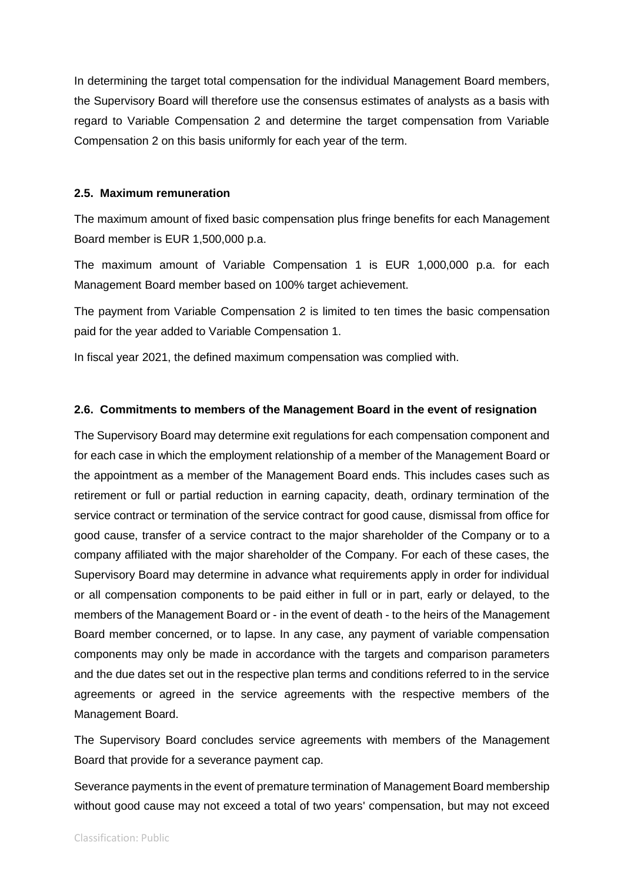In determining the target total compensation for the individual Management Board members, the Supervisory Board will therefore use the consensus estimates of analysts as a basis with regard to Variable Compensation 2 and determine the target compensation from Variable Compensation 2 on this basis uniformly for each year of the term.

### 2.5. Maximum remuneration

The maximum amount of fixed basic compensation plus fringe benefits for each Management Board member is EUR 1,500,000 p.a.

The maximum amount of Variable Compensation 1 is EUR 1,000,000 p.a. for each Management Board member based on 100% target achievement.

The payment from Variable Compensation 2 is limited to ten times the basic compensation paid for the year added to Variable Compensation 1.

In fiscal year 2021, the defined maximum compensation was complied with.

### 2.6. Commitments to members of the Management Board in the event of resignation

The Supervisory Board may determine exit regulations for each compensation component and for each case in which the employment relationship of a member of the Management Board or the appointment as a member of the Management Board ends. This includes cases such as retirement or full or partial reduction in earning capacity, death, ordinary termination of the service contract or termination of the service contract for good cause, dismissal from office for good cause, transfer of a service contract to the major shareholder of the Company or to a company affiliated with the major shareholder of the Company. For each of these cases, the Supervisory Board may determine in advance what requirements apply in order for individual or all compensation components to be paid either in full or in part, early or delayed, to the members of the Management Board or - in the event of death - to the heirs of the Management Board member concerned, or to lapse. In any case, any payment of variable compensation components may only be made in accordance with the targets and comparison parameters and the due dates set out in the respective plan terms and conditions referred to in the service agreements or agreed in the service agreements with the respective members of the Management Board.

The Supervisory Board concludes service agreements with members of the Management Board that provide for a severance payment cap.

Severance payments in the event of premature termination of Management Board membership without good cause may not exceed a total of two years' compensation, but may not exceed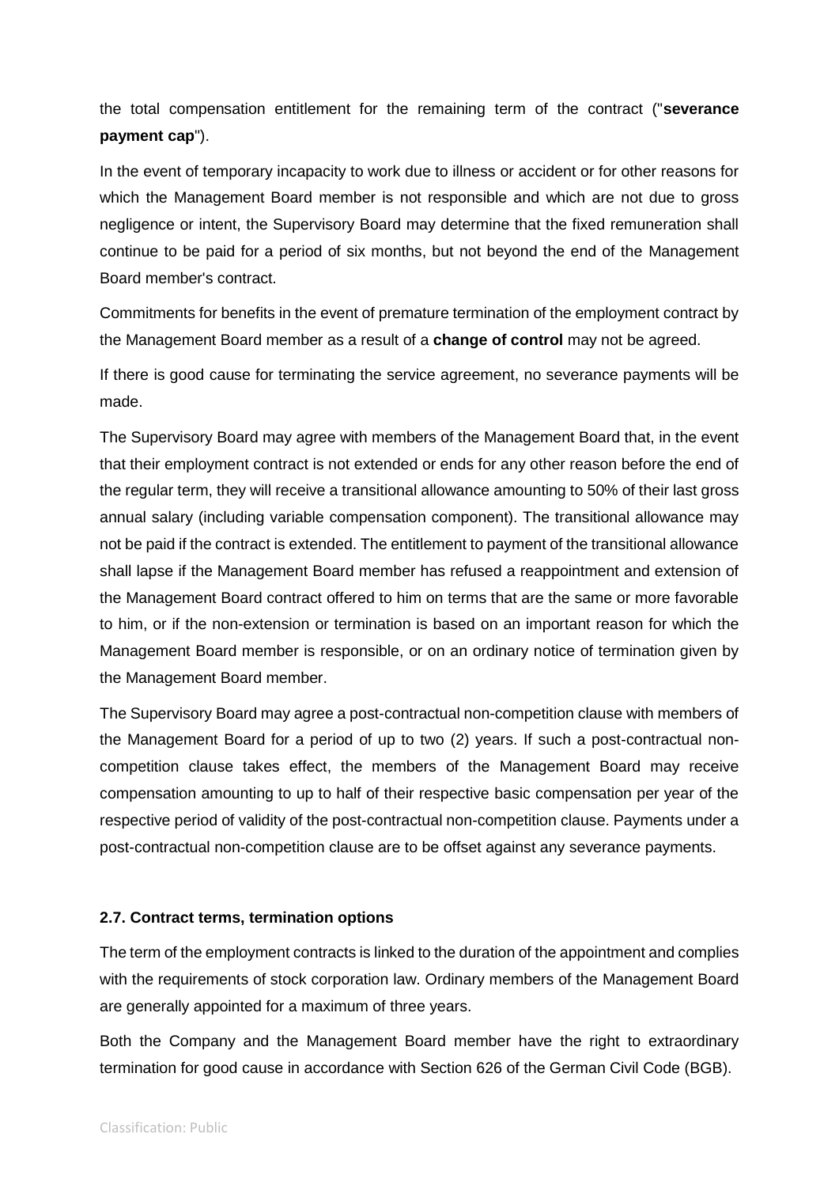the total compensation entitlement for the remaining term of the contract ("**severance payment cap**").

In the event of temporary incapacity to work due to illness or accident or for other reasons for which the Management Board member is not responsible and which are not due to gross negligence or intent, the Supervisory Board may determine that the fixed remuneration shall continue to be paid for a period of six months, but not beyond the end of the Management Board member's contract.

Commitments for benefits in the event of premature termination of the employment contract by the Management Board member as a result of a **change of control** may not be agreed.

If there is good cause for terminating the service agreement, no severance payments will be made.

The Supervisory Board may agree with members of the Management Board that, in the event that their employment contract is not extended or ends for any other reason before the end of the regular term, they will receive a transitional allowance amounting to 50% of their last gross annual salary (including variable compensation component). The transitional allowance may not be paid if the contract is extended. The entitlement to payment of the transitional allowance shall lapse if the Management Board member has refused a reappointment and extension of the Management Board contract offered to him on terms that are the same or more favorable to him, or if the non-extension or termination is based on an important reason for which the Management Board member is responsible, or on an ordinary notice of termination given by the Management Board member.

The Supervisory Board may agree a post-contractual non-competition clause with members of the Management Board for a period of up to two (2) years. If such a post-contractual non-competition clause takes effect, the members of the Management Board may receive compensation amounting to up to half of their respective basic compensation per year of the respective period of validity of the post-contractual non-competition clause. Payments under a post-contractual non-competition clause are to be offset against any severance payments.

### 2.7. Contract terms, termination options

The term of the employment contracts is linked to the duration of the appointment and complies with the requirements of stock corporation law. Ordinary members of the Management Board are generally appointed for a maximum of three years.

Both the Company and the Management Board member have the right to extraordinary termination for good cause in accordance with Section 626 of the German Civil Code (BGB).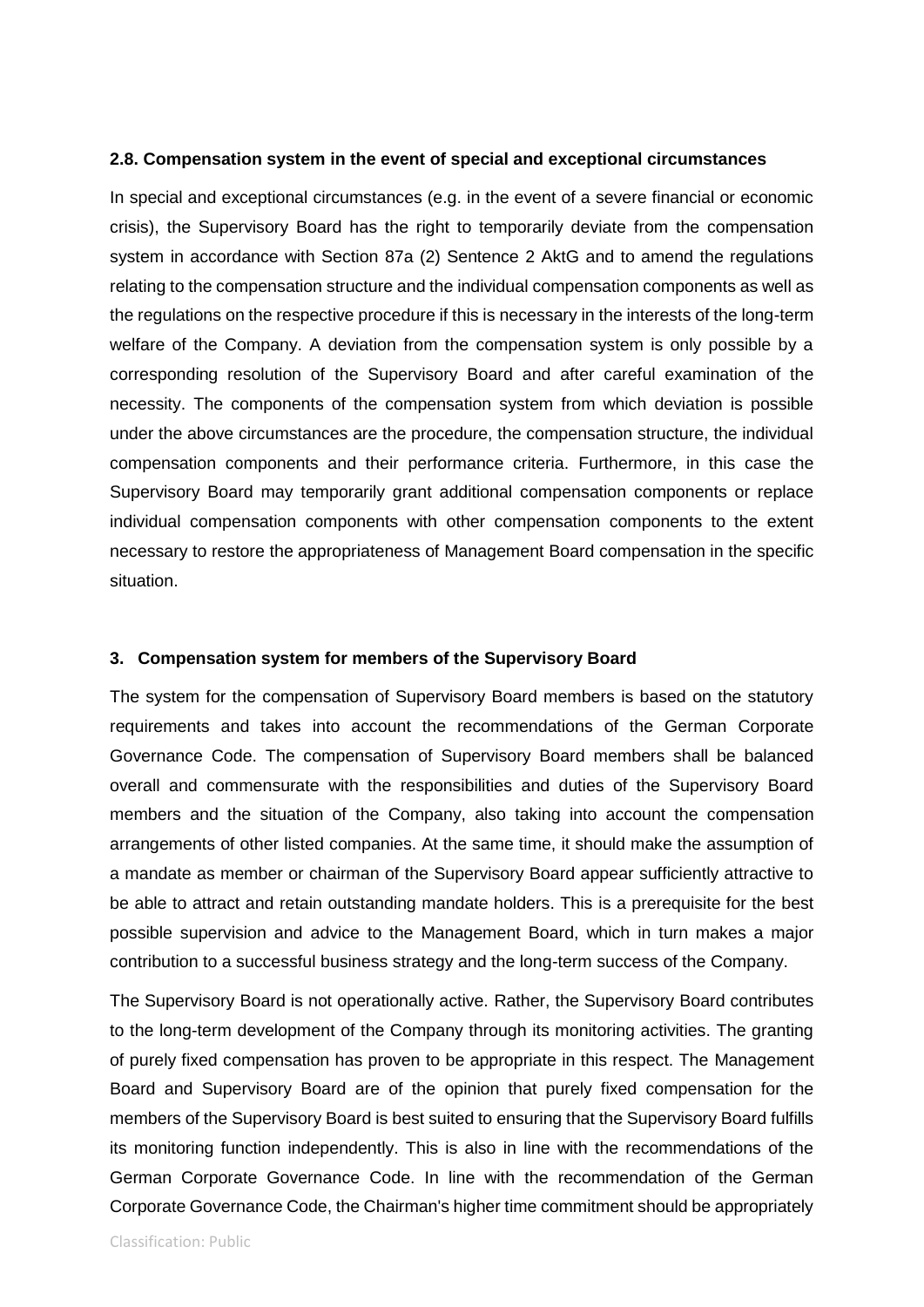### 2.8. Compensation system in the event of special and exceptional circumstances

In special and exceptional circumstances (e.g. in the event of a severe financial or economic crisis), the Supervisory Board has the right to temporarily deviate from the compensation system in accordance with Section 87a (2) Sentence 2 AktG and to amend the regulations relating to the compensation structure and the individual compensation components as well as the regulations on the respective procedure if this is necessary in the interests of the long-term welfare of the Company. A deviation from the compensation system is only possible by a corresponding resolution of the Supervisory Board and after careful examination of the necessity. The components of the compensation system from which deviation is possible under the above circumstances are the procedure, the compensation structure, the individual compensation components and their performance criteria. Furthermore, in this case the Supervisory Board may temporarily grant additional compensation components or replace individual compensation components with other compensation components to the extent necessary to restore the appropriateness of Management Board compensation in the specific situation.

## 3. Compensation system for members of the Supervisory Board

The system for the compensation of Supervisory Board members is based on the statutory requirements and takes into account the recommendations of the German Corporate Governance Code. The compensation of Supervisory Board members shall be balanced overall and commensurate with the responsibilities and duties of the Supervisory Board members and the situation of the Company, also taking into account the compensation arrangements of other listed companies. At the same time, it should make the assumption of a mandate as member or chairman of the Supervisory Board appear sufficiently attractive to be able to attract and retain outstanding mandate holders. This is a prerequisite for the best possible supervision and advice to the Management Board, which in turn makes a major contribution to a successful business strategy and the long-term success of the Company.

The Supervisory Board is not operationally active. Rather, the Supervisory Board contributes to the long-term development of the Company through its monitoring activities. The granting of purely fixed compensation has proven to be appropriate in this respect. The Management Board and Supervisory Board are of the opinion that purely fixed compensation for the members of the Supervisory Board is best suited to ensuring that the Supervisory Board fulfills its monitoring function independently. This is also in line with the recommendations of the German Corporate Governance Code. In line with the recommendation of the German Corporate Governance Code, the Chairman's higher time commitment should be appropriately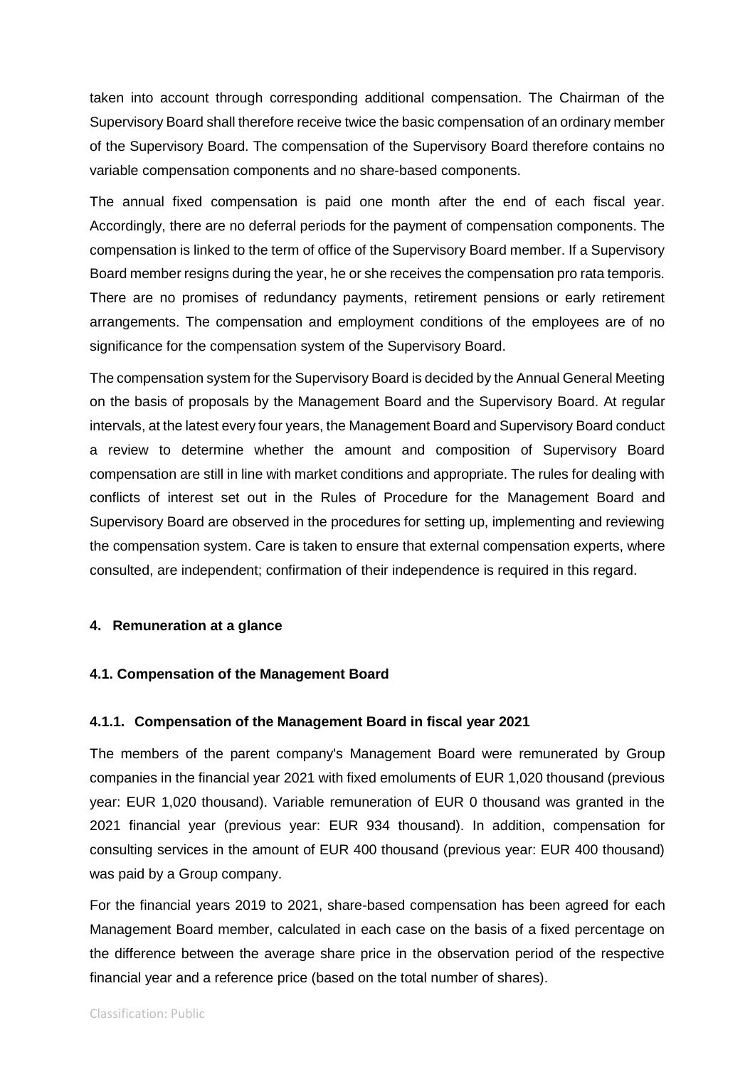taken into account through corresponding additional compensation. The Chairman of the Supervisory Board shall therefore receive twice the basic compensation of an ordinary member of the Supervisory Board. The compensation of the Supervisory Board therefore contains no variable compensation components and no share-based components.

The annual fixed compensation is paid one month after the end of each fiscal year. Accordingly, there are no deferral periods for the payment of compensation components. The compensation is linked to the term of office of the Supervisory Board member. If a Supervisory Board member resigns during the year, he or she receives the compensation pro rata temporis. There are no promises of redundancy payments, retirement pensions or early retirement arrangements. The compensation and employment conditions of the employees are of no significance for the compensation system of the Supervisory Board.

The compensation system for the Supervisory Board is decided by the Annual General Meeting on the basis of proposals by the Management Board and the Supervisory Board. At regular intervals, at the latest every four years, the Management Board and Supervisory Board conduct a review to determine whether the amount and composition of Supervisory Board compensation are still in line with market conditions and appropriate. The rules for dealing with conflicts of interest set out in the Rules of Procedure for the Management Board and Supervisory Board are observed in the procedures for setting up, implementing and reviewing the compensation system. Care is taken to ensure that external compensation experts, where consulted, are independent; confirmation of their independence is required in this regard.

## 4. Remuneration at a glance

### 4.1. Compensation of the Management Board

#### 4.1.1. Compensation of the Management Board in fiscal year 2021

The members of the parent company's Management Board were remunerated by Group companies in the financial year 2021 with fixed emoluments of EUR 1,020 thousand (previous year: EUR 1,020 thousand). Variable remuneration of EUR 0 thousand was granted in the 2021 financial year (previous year: EUR 934 thousand). In addition, compensation for consulting services in the amount of EUR 400 thousand (previous year: EUR 400 thousand) was paid by a Group company.

For the financial years 2019 to 2021, share-based compensation has been agreed for each Management Board member, calculated in each case on the basis of a fixed percentage on the difference between the average share price in the observation period of the respective financial year and a reference price (based on the total number of shares).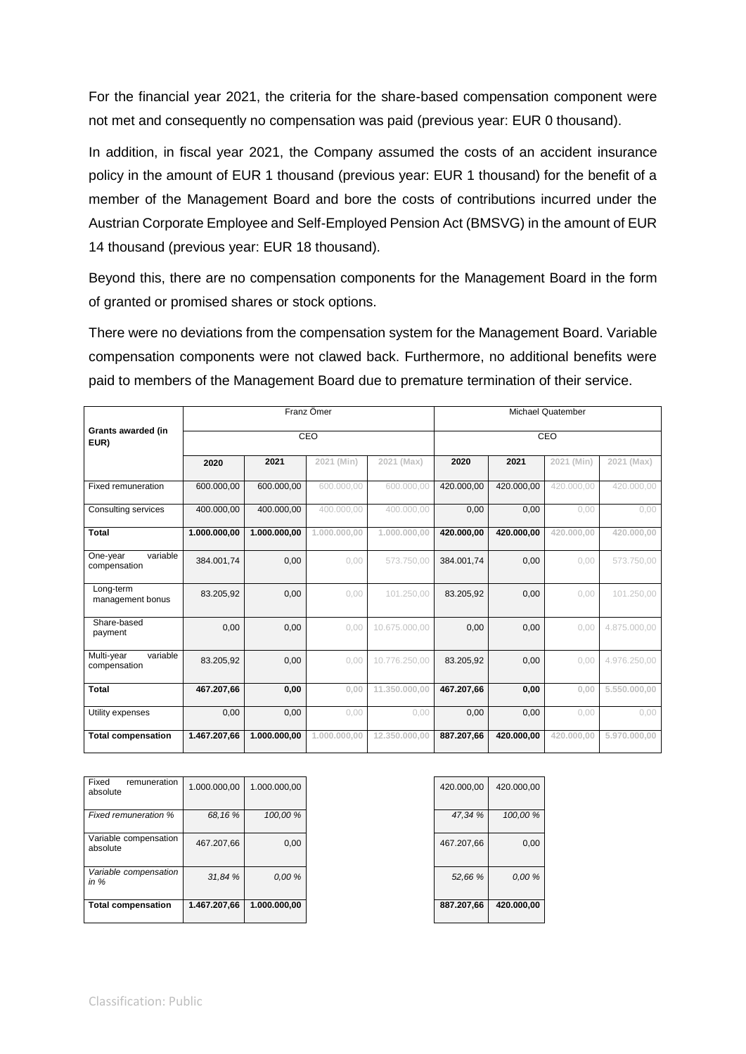For the financial year 2021, the criteria for the share-based compensation component were not met and consequently no compensation was paid (previous year: EUR 0 thousand).

In addition, in fiscal year 2021, the Company assumed the costs of an accident insurance policy in the amount of EUR 1 thousand (previous year: EUR 1 thousand) for the benefit of a member of the Management Board and bore the costs of contributions incurred under the Austrian Corporate Employee and Self-Employed Pension Act (BMSVG) in the amount of EUR 14 thousand (previous year: EUR 18 thousand).

Beyond this, there are no compensation components for the Management Board in the form of granted or promised shares or stock options.

There were no deviations from the compensation system for the Management Board. Variable compensation components were not clawed back. Furthermore, no additional benefits were paid to members of the Management Board due to premature termination of their service.

| Grants awarded (in EUR) | Franz Ömer | | | | Michael Quatember | | | |
|---|---|---|---|---|---|---|---|---|
| | CEO | | | | CEO | | | |
| | **2020** | **2021** | 2021 (Min) | 2021 (Max) | **2020** | **2021** | 2021 (Min) | 2021 (Max) |
| Fixed remuneration | 600.000,00 | 600.000,00 | 600.000,00 | 600.000,00 | 420.000,00 | 420.000,00 | 420.000,00 | 420.000,00 |
| Consulting services | 400.000,00 | 400.000,00 | 400.000,00 | 400.000,00 | 0,00 | 0,00 | 0,00 | 0,00 |
| **Total** | **1.000.000,00** | **1.000.000,00** | **1.000.000,00** | **1.000.000,00** | **420.000,00** | **420.000,00** | **420.000,00** | **420.000,00** |
| One-year variable compensation | 384.001,74 | 0,00 | 0,00 | 573.750,00 | 384.001,74 | 0,00 | 0,00 | 573.750,00 |
| Long-term management bonus | 83.205,92 | 0,00 | 0,00 | 101.250,00 | 83.205,92 | 0,00 | 0,00 | 101.250,00 |
| Share-based payment | 0,00 | 0,00 | 0,00 | 10.675.000,00 | 0,00 | 0,00 | 0,00 | 4.875.000,00 |
| Multi-year variable compensation | 83.205,92 | 0,00 | 0,00 | 10.776.250,00 | 83.205,92 | 0,00 | 0,00 | 4.976.250,00 |
| **Total** | **467.207,66** | **0,00** | **0,00** | **11.350.000,00** | **467.207,66** | **0,00** | **0,00** | **5.550.000,00** |
| Utility expenses | 0,00 | 0,00 | 0,00 | 0,00 | 0,00 | 0,00 | 0,00 | 0,00 |
| **Total compensation** | **1.467.207,66** | **1.000.000,00** | **1.000.000,00** | **12.350.000,00** | **887.207,66** | **420.000,00** | **420.000,00** | **5.970.000,00** |

| | Franz Ömer 2020 | Franz Ömer 2021 | Michael Quatember 2020 | Michael Quatember 2021 |
|---|---|---|---|---|
| Fixed remuneration absolute | 1.000.000,00 | 1.000.000,00 | 420.000,00 | 420.000,00 |
| *Fixed remuneration %* | *68,16 %* | *100,00 %* | *47,34 %* | *100,00 %* |
| Variable compensation absolute | 467.207,66 | 0,00 | 467.207,66 | 0,00 |
| *Variable compensation in %* | *31,84 %* | *0,00 %* | *52,66 %* | *0,00 %* |
| **Total compensation** | **1.467.207,66** | **1.000.000,00** | **887.207,66** | **420.000,00** |

Classification: Public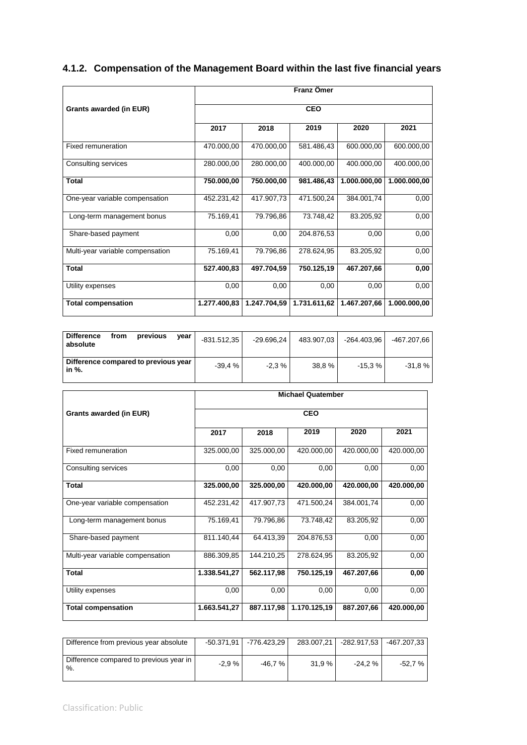### 4.1.2. Compensation of the Management Board within the last five financial years

| Grants awarded (in EUR) | Franz Ömer | | | | |
|---|---|---|---|---|---|
| | CEO | | | | |
| | 2017 | 2018 | 2019 | 2020 | 2021 |
| Fixed remuneration | 470.000,00 | 470.000,00 | 581.486,43 | 600.000,00 | 600.000,00 |
| Consulting services | 280.000,00 | 280.000,00 | 400.000,00 | 400.000,00 | 400.000,00 |
| **Total** | **750.000,00** | **750.000,00** | **981.486,43** | **1.000.000,00** | **1.000.000,00** |
| One-year variable compensation | 452.231,42 | 417.907,73 | 471.500,24 | 384.001,74 | 0,00 |
| Long-term management bonus | 75.169,41 | 79.796,86 | 73.748,42 | 83.205,92 | 0,00 |
| Share-based payment | 0,00 | 0,00 | 204.876,53 | 0,00 | 0,00 |
| Multi-year variable compensation | 75.169,41 | 79.796,86 | 278.624,95 | 83.205,92 | 0,00 |
| **Total** | **527.400,83** | **497.704,59** | **750.125,19** | **467.207,66** | **0,00** |
| Utility expenses | 0,00 | 0,00 | 0,00 | 0,00 | 0,00 |
| **Total compensation** | **1.277.400,83** | **1.247.704,59** | **1.731.611,62** | **1.467.207,66** | **1.000.000,00** |

| | | | | | |
|---|---|---|---|---|---|
| **Difference from previous year absolute** | -831.512,35 | -29.696,24 | 483.907,03 | -264.403,96 | -467.207,66 |
| **Difference compared to previous year in %.** | -39,4 % | -2,3 % | 38,8 % | -15,3 % | -31,8 % |

| Grants awarded (in EUR) | Michael Quatember | | | | |
|---|---|---|---|---|---|
| | CEO | | | | |
| | 2017 | 2018 | 2019 | 2020 | 2021 |
| Fixed remuneration | 325.000,00 | 325.000,00 | 420.000,00 | 420.000,00 | 420.000,00 |
| Consulting services | 0,00 | 0,00 | 0,00 | 0,00 | 0,00 |
| **Total** | **325.000,00** | **325.000,00** | **420.000,00** | **420.000,00** | **420.000,00** |
| One-year variable compensation | 452.231,42 | 417.907,73 | 471.500,24 | 384.001,74 | 0,00 |
| Long-term management bonus | 75.169,41 | 79.796,86 | 73.748,42 | 83.205,92 | 0,00 |
| Share-based payment | 811.140,44 | 64.413,39 | 204.876,53 | 0,00 | 0,00 |
| Multi-year variable compensation | 886.309,85 | 144.210,25 | 278.624,95 | 83.205,92 | 0,00 |
| **Total** | **1.338.541,27** | **562.117,98** | **750.125,19** | **467.207,66** | **0,00** |
| Utility expenses | 0,00 | 0,00 | 0,00 | 0,00 | 0,00 |
| **Total compensation** | **1.663.541,27** | **887.117,98** | **1.170.125,19** | **887.207,66** | **420.000,00** |

| | | | | | |
|---|---|---|---|---|---|
| Difference from previous year absolute | -50.371,91 | -776.423,29 | 283.007,21 | -282.917,53 | -467.207,33 |
| Difference compared to previous year in %. | -2,9 % | -46,7 % | 31,9 % | -24,2 % | -52,7 % |

Classification: Public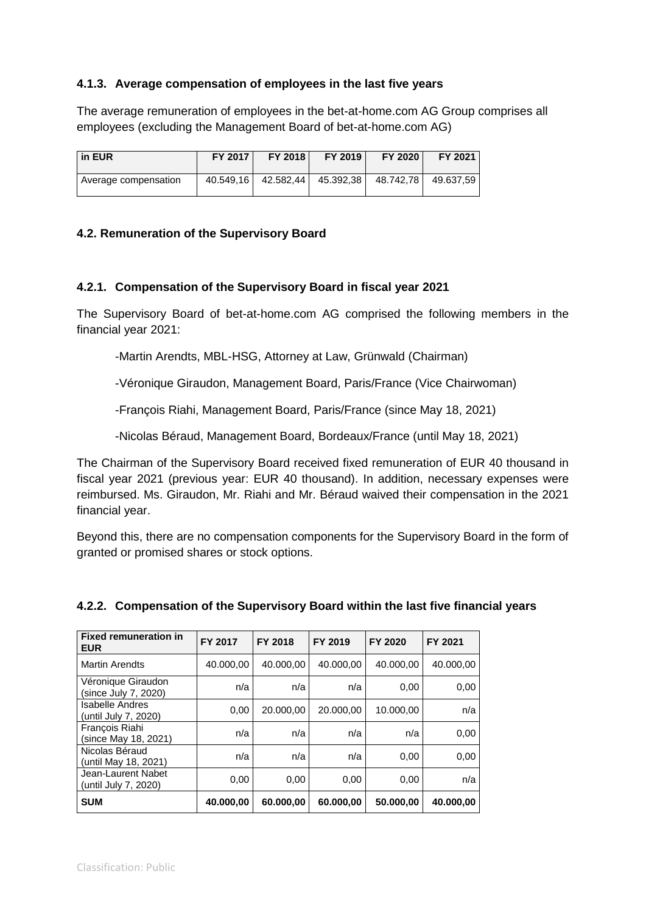### 4.1.3. Average compensation of employees in the last five years

The average remuneration of employees in the bet-at-home.com AG Group comprises all employees (excluding the Management Board of bet-at-home.com AG)

| in EUR | FY 2017 | FY 2018 | FY 2019 | FY 2020 | FY 2021 |
|---|---|---|---|---|---|
| Average compensation | 40.549,16 | 42.582,44 | 45.392,38 | 48.742,78 | 49.637,59 |

### 4.2. Remuneration of the Supervisory Board

### 4.2.1. Compensation of the Supervisory Board in fiscal year 2021

The Supervisory Board of bet-at-home.com AG comprised the following members in the financial year 2021:

-Martin Arendts, MBL-HSG, Attorney at Law, Grünwald (Chairman)

-Véronique Giraudon, Management Board, Paris/France (Vice Chairwoman)

-François Riahi, Management Board, Paris/France (since May 18, 2021)

-Nicolas Béraud, Management Board, Bordeaux/France (until May 18, 2021)

The Chairman of the Supervisory Board received fixed remuneration of EUR 40 thousand in fiscal year 2021 (previous year: EUR 40 thousand). In addition, necessary expenses were reimbursed. Ms. Giraudon, Mr. Riahi and Mr. Béraud waived their compensation in the 2021 financial year.

Beyond this, there are no compensation components for the Supervisory Board in the form of granted or promised shares or stock options.

### 4.2.2. Compensation of the Supervisory Board within the last five financial years

| Fixed remuneration in EUR | FY 2017 | FY 2018 | FY 2019 | FY 2020 | FY 2021 |
|---|---|---|---|---|---|
| Martin Arendts | 40.000,00 | 40.000,00 | 40.000,00 | 40.000,00 | 40.000,00 |
| Véronique Giraudon (since July 7, 2020) | n/a | n/a | n/a | 0,00 | 0,00 |
| Isabelle Andres (until July 7, 2020) | 0,00 | 20.000,00 | 20.000,00 | 10.000,00 | n/a |
| François Riahi (since May 18, 2021) | n/a | n/a | n/a | n/a | 0,00 |
| Nicolas Béraud (until May 18, 2021) | n/a | n/a | n/a | 0,00 | 0,00 |
| Jean-Laurent Nabet (until July 7, 2020) | 0,00 | 0,00 | 0,00 | 0,00 | n/a |
| **SUM** | **40.000,00** | **60.000,00** | **60.000,00** | **50.000,00** | **40.000,00** |

Classification: Public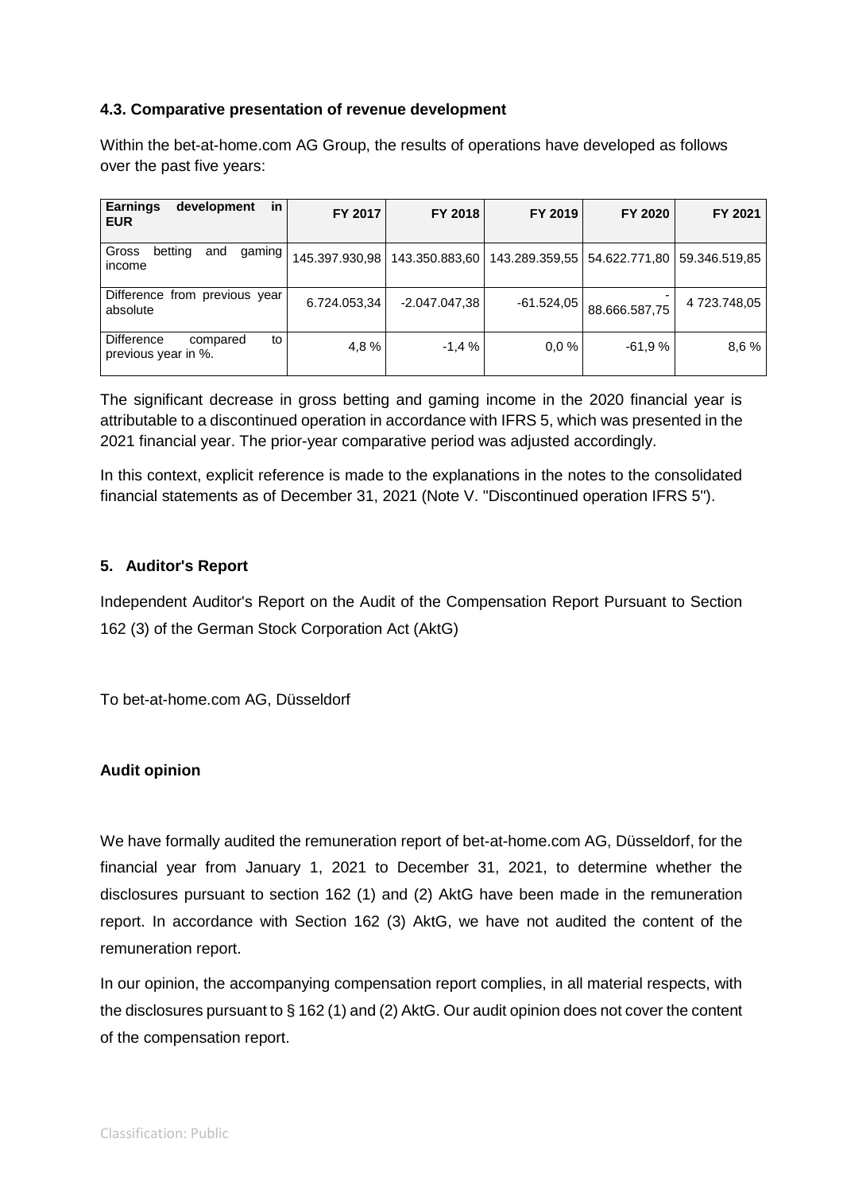### 4.3. Comparative presentation of revenue development

Within the bet-at-home.com AG Group, the results of operations have developed as follows over the past five years:

| Earnings development in EUR | FY 2017 | FY 2018 | FY 2019 | FY 2020 | FY 2021 |
|---|---|---|---|---|---|
| Gross betting and gaming income | 145.397.930,98 | 143.350.883,60 | 143.289.359,55 | 54.622.771,80 | 59.346.519,85 |
| Difference from previous year absolute | 6.724.053,34 | -2.047.047,38 | -61.524,05 | -88.666.587,75 | 4 723.748,05 |
| Difference compared to previous year in %. | 4,8 % | -1,4 % | 0,0 % | -61,9 % | 8,6 % |

The significant decrease in gross betting and gaming income in the 2020 financial year is attributable to a discontinued operation in accordance with IFRS 5, which was presented in the 2021 financial year. The prior-year comparative period was adjusted accordingly.

In this context, explicit reference is made to the explanations in the notes to the consolidated financial statements as of December 31, 2021 (Note V. "Discontinued operation IFRS 5").

### 5. Auditor's Report

Independent Auditor's Report on the Audit of the Compensation Report Pursuant to Section 162 (3) of the German Stock Corporation Act (AktG)

To bet-at-home.com AG, Düsseldorf

**Audit opinion**

We have formally audited the remuneration report of bet-at-home.com AG, Düsseldorf, for the financial year from January 1, 2021 to December 31, 2021, to determine whether the disclosures pursuant to section 162 (1) and (2) AktG have been made in the remuneration report. In accordance with Section 162 (3) AktG, we have not audited the content of the remuneration report.

In our opinion, the accompanying compensation report complies, in all material respects, with the disclosures pursuant to § 162 (1) and (2) AktG. Our audit opinion does not cover the content of the compensation report.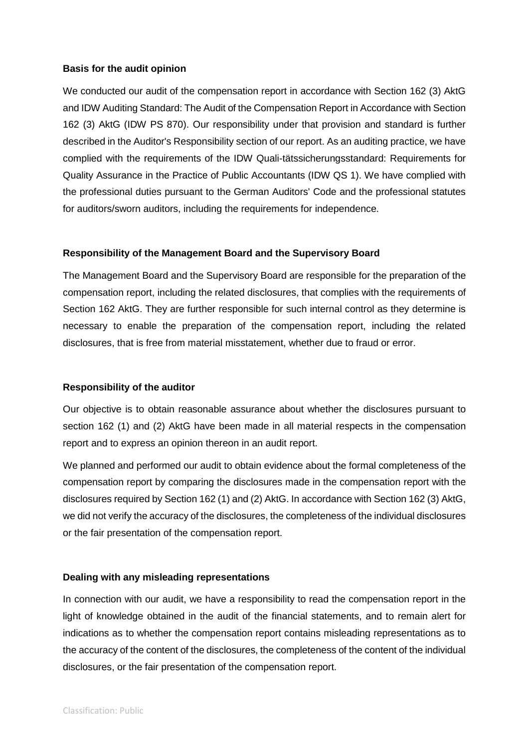**Basis for the audit opinion**

We conducted our audit of the compensation report in accordance with Section 162 (3) AktG and IDW Auditing Standard: The Audit of the Compensation Report in Accordance with Section 162 (3) AktG (IDW PS 870). Our responsibility under that provision and standard is further described in the Auditor's Responsibility section of our report. As an auditing practice, we have complied with the requirements of the IDW Quali-tätssicherungsstandard: Requirements for Quality Assurance in the Practice of Public Accountants (IDW QS 1). We have complied with the professional duties pursuant to the German Auditors' Code and the professional statutes for auditors/sworn auditors, including the requirements for independence.

**Responsibility of the Management Board and the Supervisory Board**

The Management Board and the Supervisory Board are responsible for the preparation of the compensation report, including the related disclosures, that complies with the requirements of Section 162 AktG. They are further responsible for such internal control as they determine is necessary to enable the preparation of the compensation report, including the related disclosures, that is free from material misstatement, whether due to fraud or error.

**Responsibility of the auditor**

Our objective is to obtain reasonable assurance about whether the disclosures pursuant to section 162 (1) and (2) AktG have been made in all material respects in the compensation report and to express an opinion thereon in an audit report.

We planned and performed our audit to obtain evidence about the formal completeness of the compensation report by comparing the disclosures made in the compensation report with the disclosures required by Section 162 (1) and (2) AktG. In accordance with Section 162 (3) AktG, we did not verify the accuracy of the disclosures, the completeness of the individual disclosures or the fair presentation of the compensation report.

**Dealing with any misleading representations**

In connection with our audit, we have a responsibility to read the compensation report in the light of knowledge obtained in the audit of the financial statements, and to remain alert for indications as to whether the compensation report contains misleading representations as to the accuracy of the content of the disclosures, the completeness of the content of the individual disclosures, or the fair presentation of the compensation report.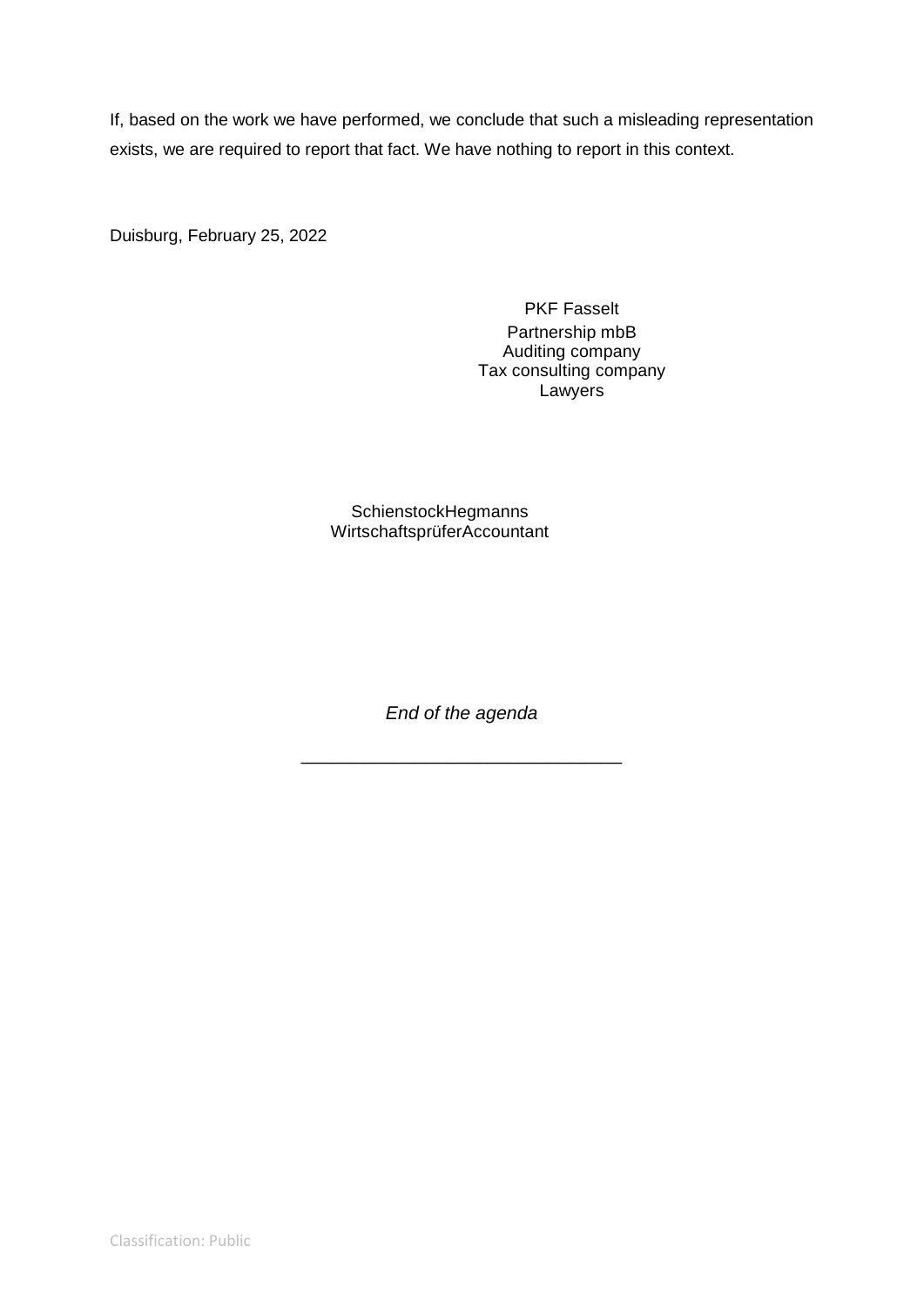If, based on the work we have performed, we conclude that such a misleading representation exists, we are required to report that fact. We have nothing to report in this context.

Duisburg, February 25, 2022

PKF Fasselt
Partnership mbB
Auditing company
Tax consulting company
Lawyers

SchienstockHegmanns
WirtschaftsprüferAccountant

*End of the agenda*

---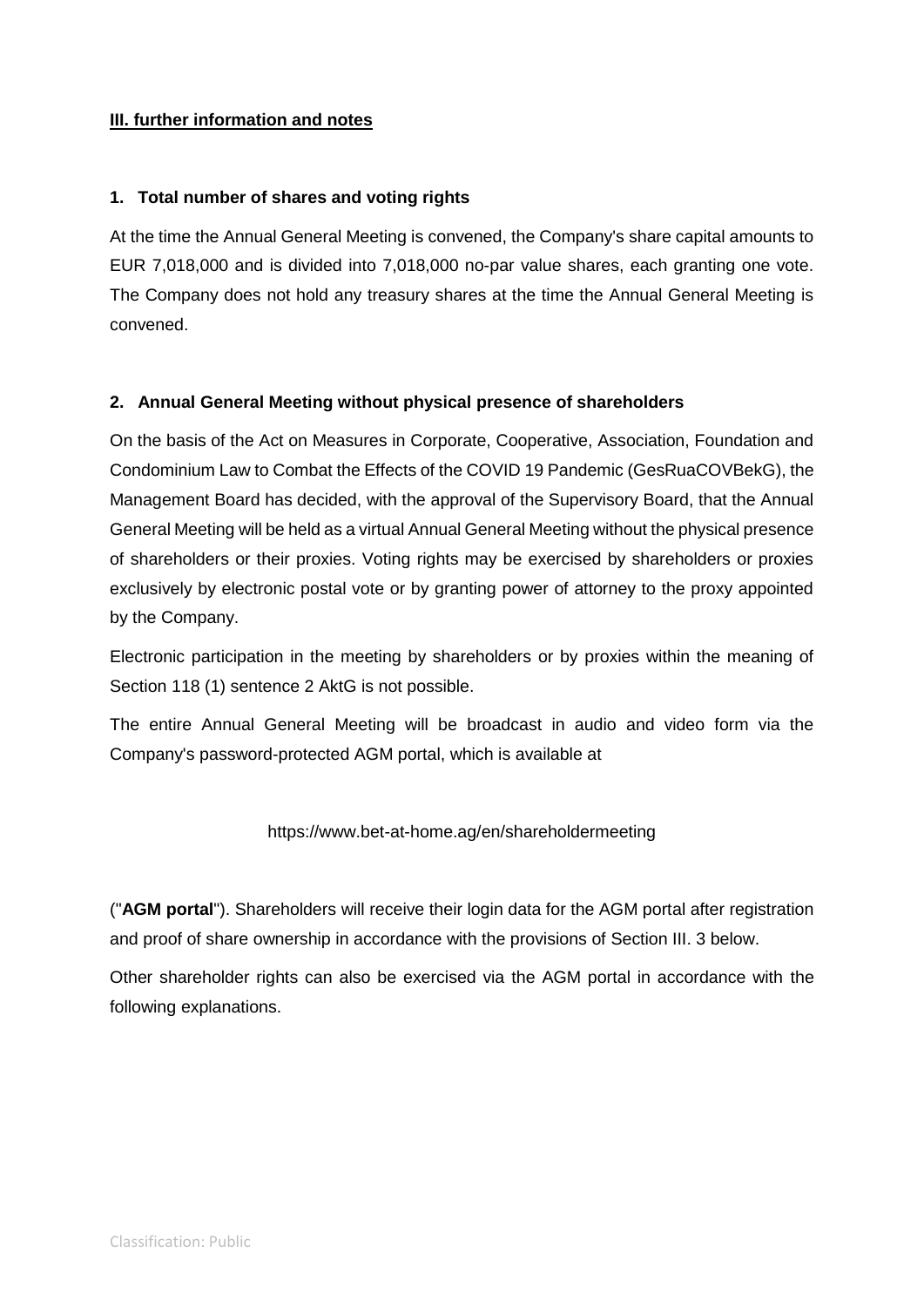## III. further information and notes

### 1. Total number of shares and voting rights

At the time the Annual General Meeting is convened, the Company's share capital amounts to EUR 7,018,000 and is divided into 7,018,000 no-par value shares, each granting one vote. The Company does not hold any treasury shares at the time the Annual General Meeting is convened.

### 2. Annual General Meeting without physical presence of shareholders

On the basis of the Act on Measures in Corporate, Cooperative, Association, Foundation and Condominium Law to Combat the Effects of the COVID 19 Pandemic (GesRuaCOVBekG), the Management Board has decided, with the approval of the Supervisory Board, that the Annual General Meeting will be held as a virtual Annual General Meeting without the physical presence of shareholders or their proxies. Voting rights may be exercised by shareholders or proxies exclusively by electronic postal vote or by granting power of attorney to the proxy appointed by the Company.

Electronic participation in the meeting by shareholders or by proxies within the meaning of Section 118 (1) sentence 2 AktG is not possible.

The entire Annual General Meeting will be broadcast in audio and video form via the Company's password-protected AGM portal, which is available at

https://www.bet-at-home.ag/en/shareholdermeeting

("**AGM portal**"). Shareholders will receive their login data for the AGM portal after registration and proof of share ownership in accordance with the provisions of Section III. 3 below.

Other shareholder rights can also be exercised via the AGM portal in accordance with the following explanations.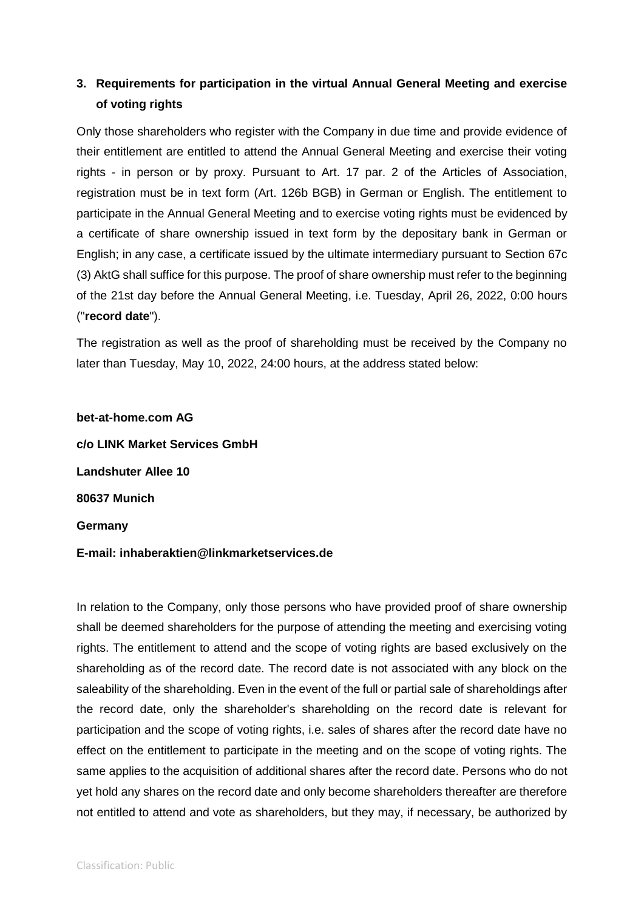### 3. Requirements for participation in the virtual Annual General Meeting and exercise of voting rights

Only those shareholders who register with the Company in due time and provide evidence of their entitlement are entitled to attend the Annual General Meeting and exercise their voting rights - in person or by proxy. Pursuant to Art. 17 par. 2 of the Articles of Association, registration must be in text form (Art. 126b BGB) in German or English. The entitlement to participate in the Annual General Meeting and to exercise voting rights must be evidenced by a certificate of share ownership issued in text form by the depositary bank in German or English; in any case, a certificate issued by the ultimate intermediary pursuant to Section 67c (3) AktG shall suffice for this purpose. The proof of share ownership must refer to the beginning of the 21st day before the Annual General Meeting, i.e. Tuesday, April 26, 2022, 0:00 hours ("**record date**").

The registration as well as the proof of shareholding must be received by the Company no later than Tuesday, May 10, 2022, 24:00 hours, at the address stated below:

**bet-at-home.com AG**

**c/o LINK Market Services GmbH**

**Landshuter Allee 10**

**80637 Munich**

**Germany**

**E-mail: inhaberaktien@linkmarketservices.de**

In relation to the Company, only those persons who have provided proof of share ownership shall be deemed shareholders for the purpose of attending the meeting and exercising voting rights. The entitlement to attend and the scope of voting rights are based exclusively on the shareholding as of the record date. The record date is not associated with any block on the saleability of the shareholding. Even in the event of the full or partial sale of shareholdings after the record date, only the shareholder's shareholding on the record date is relevant for participation and the scope of voting rights, i.e. sales of shares after the record date have no effect on the entitlement to participate in the meeting and on the scope of voting rights. The same applies to the acquisition of additional shares after the record date. Persons who do not yet hold any shares on the record date and only become shareholders thereafter are therefore not entitled to attend and vote as shareholders, but they may, if necessary, be authorized by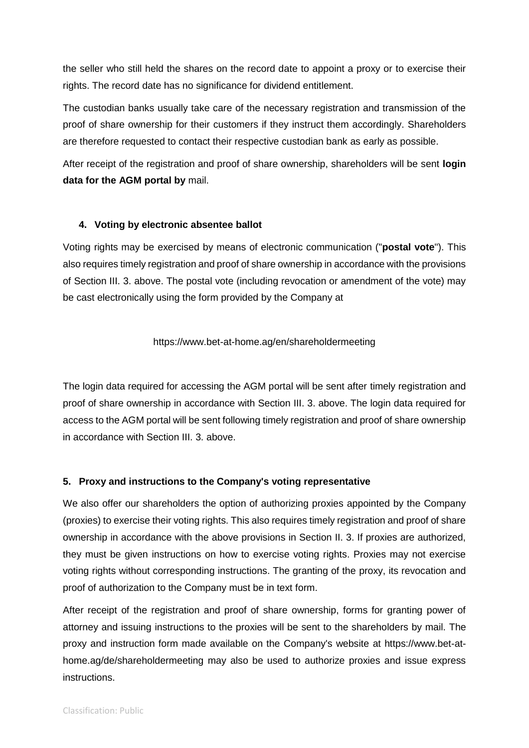the seller who still held the shares on the record date to appoint a proxy or to exercise their rights. The record date has no significance for dividend entitlement.

The custodian banks usually take care of the necessary registration and transmission of the proof of share ownership for their customers if they instruct them accordingly. Shareholders are therefore requested to contact their respective custodian bank as early as possible.

After receipt of the registration and proof of share ownership, shareholders will be sent **login data for the AGM portal by** mail.

#### 4. Voting by electronic absentee ballot

Voting rights may be exercised by means of electronic communication ("**postal vote**"). This also requires timely registration and proof of share ownership in accordance with the provisions of Section III. 3. above. The postal vote (including revocation or amendment of the vote) may be cast electronically using the form provided by the Company at

https://www.bet-at-home.ag/en/shareholdermeeting

The login data required for accessing the AGM portal will be sent after timely registration and proof of share ownership in accordance with Section III. 3. above. The login data required for access to the AGM portal will be sent following timely registration and proof of share ownership in accordance with Section III. 3. above.

#### 5. Proxy and instructions to the Company's voting representative

We also offer our shareholders the option of authorizing proxies appointed by the Company (proxies) to exercise their voting rights. This also requires timely registration and proof of share ownership in accordance with the above provisions in Section II. 3. If proxies are authorized, they must be given instructions on how to exercise voting rights. Proxies may not exercise voting rights without corresponding instructions. The granting of the proxy, its revocation and proof of authorization to the Company must be in text form.

After receipt of the registration and proof of share ownership, forms for granting power of attorney and issuing instructions to the proxies will be sent to the shareholders by mail. The proxy and instruction form made available on the Company's website at https://www.bet-at-home.ag/de/shareholdermeeting may also be used to authorize proxies and issue express instructions.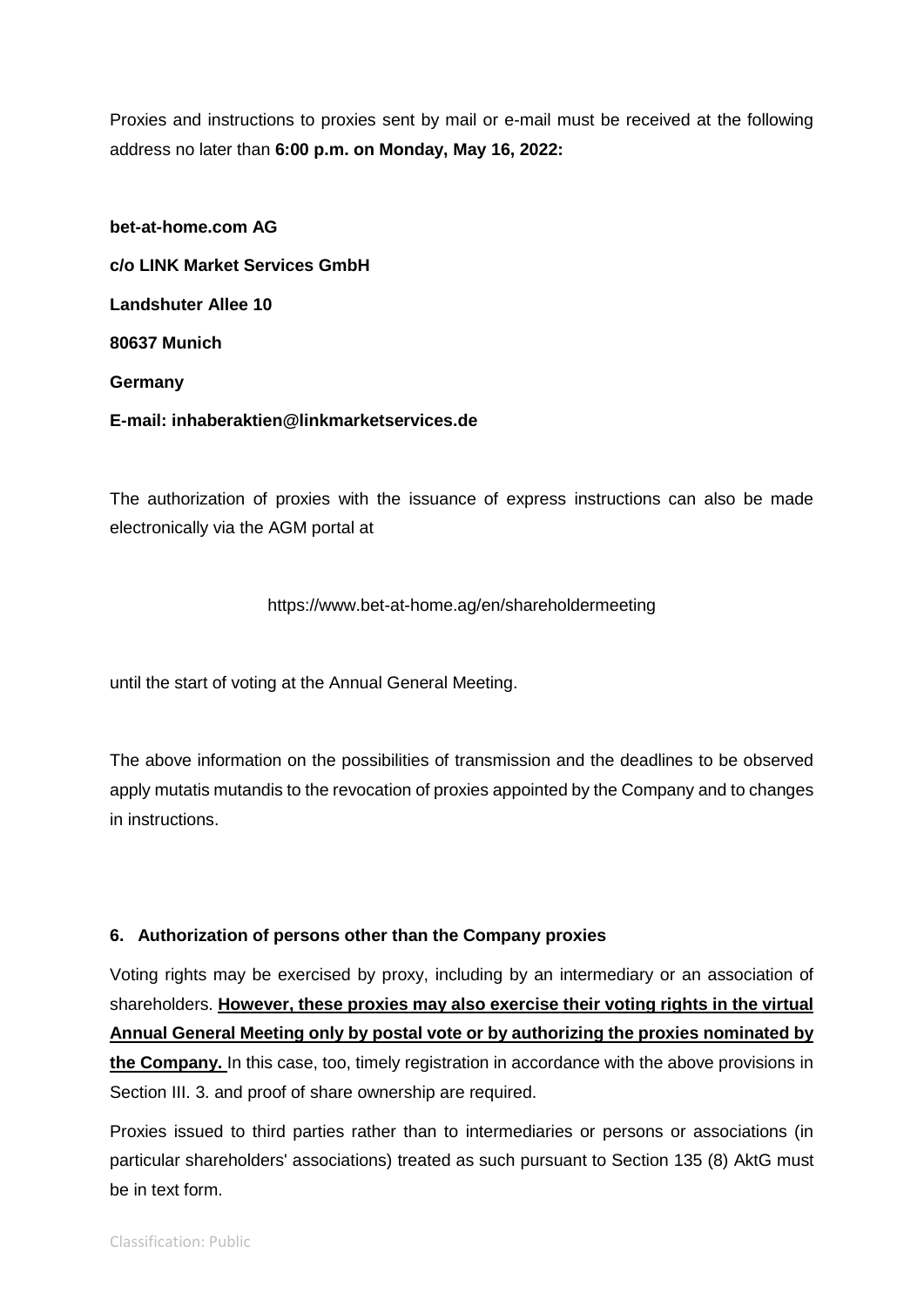Proxies and instructions to proxies sent by mail or e-mail must be received at the following address no later than **6:00 p.m. on Monday, May 16, 2022:**

**bet-at-home.com AG**

**c/o LINK Market Services GmbH**

**Landshuter Allee 10**

**80637 Munich**

**Germany**

**E-mail: inhaberaktien@linkmarketservices.de**

The authorization of proxies with the issuance of express instructions can also be made electronically via the AGM portal at

https://www.bet-at-home.ag/en/shareholdermeeting

until the start of voting at the Annual General Meeting.

The above information on the possibilities of transmission and the deadlines to be observed apply mutatis mutandis to the revocation of proxies appointed by the Company and to changes in instructions.

### 6. Authorization of persons other than the Company proxies

Voting rights may be exercised by proxy, including by an intermediary or an association of shareholders. **However, these proxies may also exercise their voting rights in the virtual Annual General Meeting only by postal vote or by authorizing the proxies nominated by the Company.** In this case, too, timely registration in accordance with the above provisions in Section III. 3. and proof of share ownership are required.

Proxies issued to third parties rather than to intermediaries or persons or associations (in particular shareholders' associations) treated as such pursuant to Section 135 (8) AktG must be in text form.

Classification: Public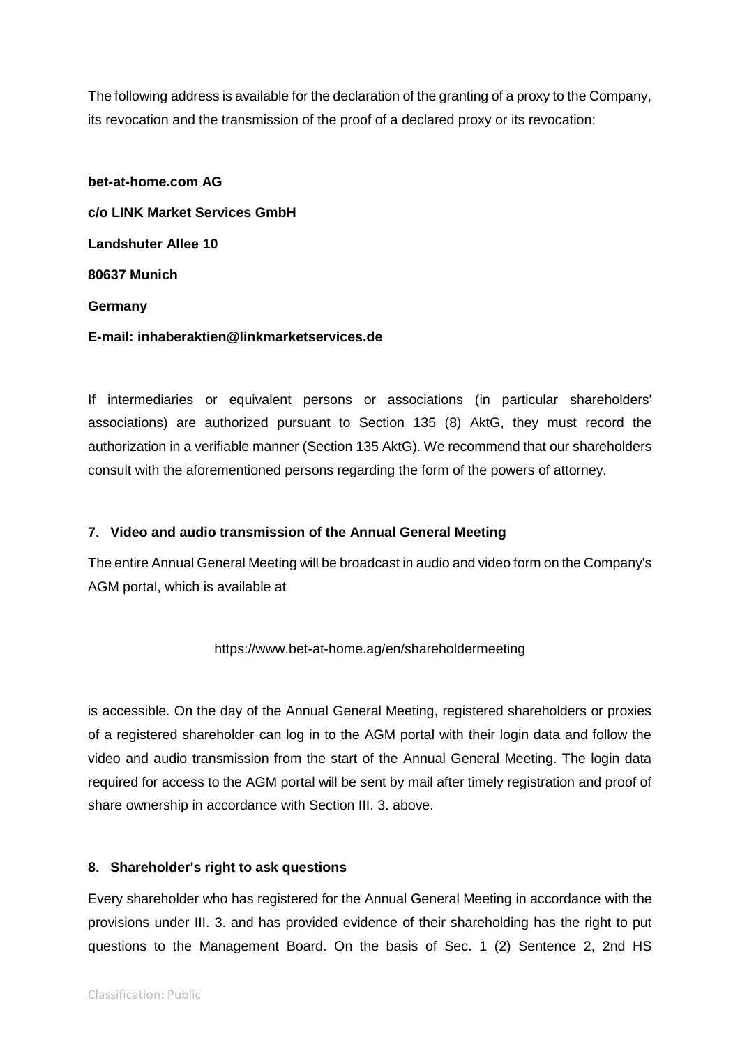The following address is available for the declaration of the granting of a proxy to the Company, its revocation and the transmission of the proof of a declared proxy or its revocation:

**bet-at-home.com AG**

**c/o LINK Market Services GmbH**

**Landshuter Allee 10**

**80637 Munich**

**Germany**

**E-mail: inhaberaktien@linkmarketservices.de**

If intermediaries or equivalent persons or associations (in particular shareholders' associations) are authorized pursuant to Section 135 (8) AktG, they must record the authorization in a verifiable manner (Section 135 AktG). We recommend that our shareholders consult with the aforementioned persons regarding the form of the powers of attorney.

#### 7. Video and audio transmission of the Annual General Meeting

The entire Annual General Meeting will be broadcast in audio and video form on the Company's AGM portal, which is available at

https://www.bet-at-home.ag/en/shareholdermeeting

is accessible. On the day of the Annual General Meeting, registered shareholders or proxies of a registered shareholder can log in to the AGM portal with their login data and follow the video and audio transmission from the start of the Annual General Meeting. The login data required for access to the AGM portal will be sent by mail after timely registration and proof of share ownership in accordance with Section III. 3. above.

#### 8. Shareholder's right to ask questions

Every shareholder who has registered for the Annual General Meeting in accordance with the provisions under III. 3. and has provided evidence of their shareholding has the right to put questions to the Management Board. On the basis of Sec. 1 (2) Sentence 2, 2nd HS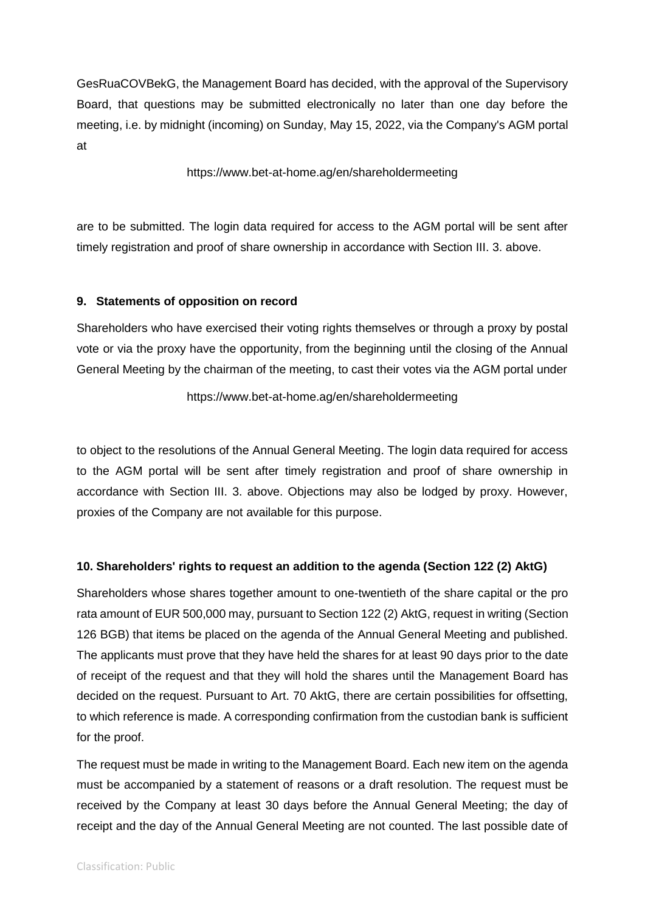GesRuaCOVBekG, the Management Board has decided, with the approval of the Supervisory Board, that questions may be submitted electronically no later than one day before the meeting, i.e. by midnight (incoming) on Sunday, May 15, 2022, via the Company's AGM portal at

https://www.bet-at-home.ag/en/shareholdermeeting

are to be submitted. The login data required for access to the AGM portal will be sent after timely registration and proof of share ownership in accordance with Section III. 3. above.

**9. Statements of opposition on record**

Shareholders who have exercised their voting rights themselves or through a proxy by postal vote or via the proxy have the opportunity, from the beginning until the closing of the Annual General Meeting by the chairman of the meeting, to cast their votes via the AGM portal under

https://www.bet-at-home.ag/en/shareholdermeeting

to object to the resolutions of the Annual General Meeting. The login data required for access to the AGM portal will be sent after timely registration and proof of share ownership in accordance with Section III. 3. above. Objections may also be lodged by proxy. However, proxies of the Company are not available for this purpose.

**10. Shareholders' rights to request an addition to the agenda (Section 122 (2) AktG)**

Shareholders whose shares together amount to one-twentieth of the share capital or the pro rata amount of EUR 500,000 may, pursuant to Section 122 (2) AktG, request in writing (Section 126 BGB) that items be placed on the agenda of the Annual General Meeting and published. The applicants must prove that they have held the shares for at least 90 days prior to the date of receipt of the request and that they will hold the shares until the Management Board has decided on the request. Pursuant to Art. 70 AktG, there are certain possibilities for offsetting, to which reference is made. A corresponding confirmation from the custodian bank is sufficient for the proof.

The request must be made in writing to the Management Board. Each new item on the agenda must be accompanied by a statement of reasons or a draft resolution. The request must be received by the Company at least 30 days before the Annual General Meeting; the day of receipt and the day of the Annual General Meeting are not counted. The last possible date of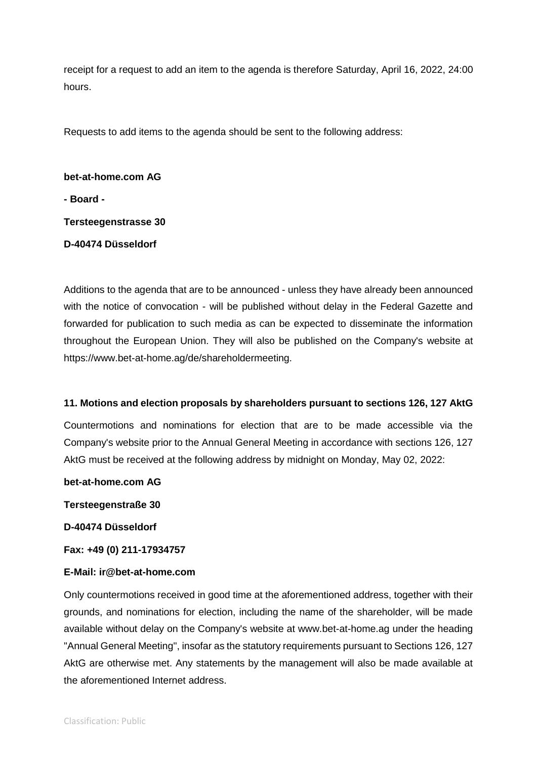receipt for a request to add an item to the agenda is therefore Saturday, April 16, 2022, 24:00 hours.

Requests to add items to the agenda should be sent to the following address:

**bet-at-home.com AG**

**- Board -**

**Tersteegenstrasse 30**

**D-40474 Düsseldorf**

Additions to the agenda that are to be announced - unless they have already been announced with the notice of convocation - will be published without delay in the Federal Gazette and forwarded for publication to such media as can be expected to disseminate the information throughout the European Union. They will also be published on the Company's website at https://www.bet-at-home.ag/de/shareholdermeeting.

**11. Motions and election proposals by shareholders pursuant to sections 126, 127 AktG**

Countermotions and nominations for election that are to be made accessible via the Company's website prior to the Annual General Meeting in accordance with sections 126, 127 AktG must be received at the following address by midnight on Monday, May 02, 2022:

**bet-at-home.com AG**

**Tersteegenstraße 30**

**D-40474 Düsseldorf**

**Fax: +49 (0) 211-17934757**

**E-Mail: ir@bet-at-home.com**

Only countermotions received in good time at the aforementioned address, together with their grounds, and nominations for election, including the name of the shareholder, will be made available without delay on the Company's website at www.bet-at-home.ag under the heading "Annual General Meeting", insofar as the statutory requirements pursuant to Sections 126, 127 AktG are otherwise met. Any statements by the management will also be made available at the aforementioned Internet address.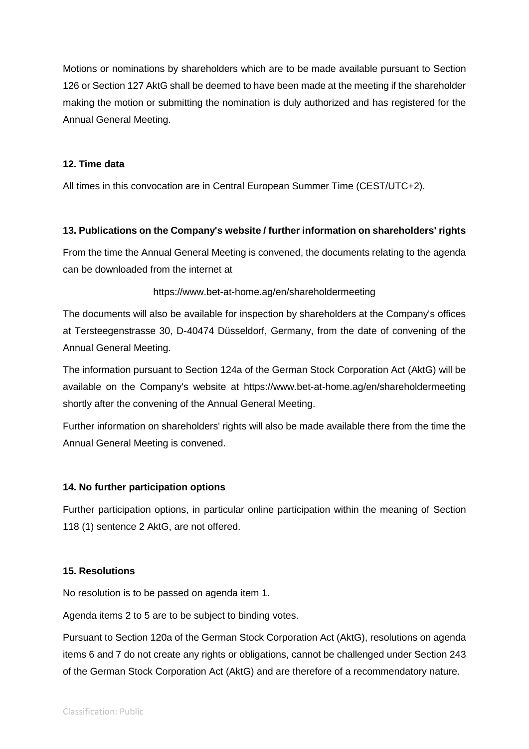Motions or nominations by shareholders which are to be made available pursuant to Section 126 or Section 127 AktG shall be deemed to have been made at the meeting if the shareholder making the motion or submitting the nomination is duly authorized and has registered for the Annual General Meeting.

### 12. Time data

All times in this convocation are in Central European Summer Time (CEST/UTC+2).

### 13. Publications on the Company's website / further information on shareholders' rights

From the time the Annual General Meeting is convened, the documents relating to the agenda can be downloaded from the internet at

https://www.bet-at-home.ag/en/shareholdermeeting

The documents will also be available for inspection by shareholders at the Company's offices at Tersteegenstrasse 30, D-40474 Düsseldorf, Germany, from the date of convening of the Annual General Meeting.

The information pursuant to Section 124a of the German Stock Corporation Act (AktG) will be available on the Company's website at https://www.bet-at-home.ag/en/shareholdermeeting shortly after the convening of the Annual General Meeting.

Further information on shareholders' rights will also be made available there from the time the Annual General Meeting is convened.

### 14. No further participation options

Further participation options, in particular online participation within the meaning of Section 118 (1) sentence 2 AktG, are not offered.

### 15. Resolutions

No resolution is to be passed on agenda item 1.

Agenda items 2 to 5 are to be subject to binding votes.

Pursuant to Section 120a of the German Stock Corporation Act (AktG), resolutions on agenda items 6 and 7 do not create any rights or obligations, cannot be challenged under Section 243 of the German Stock Corporation Act (AktG) and are therefore of a recommendatory nature.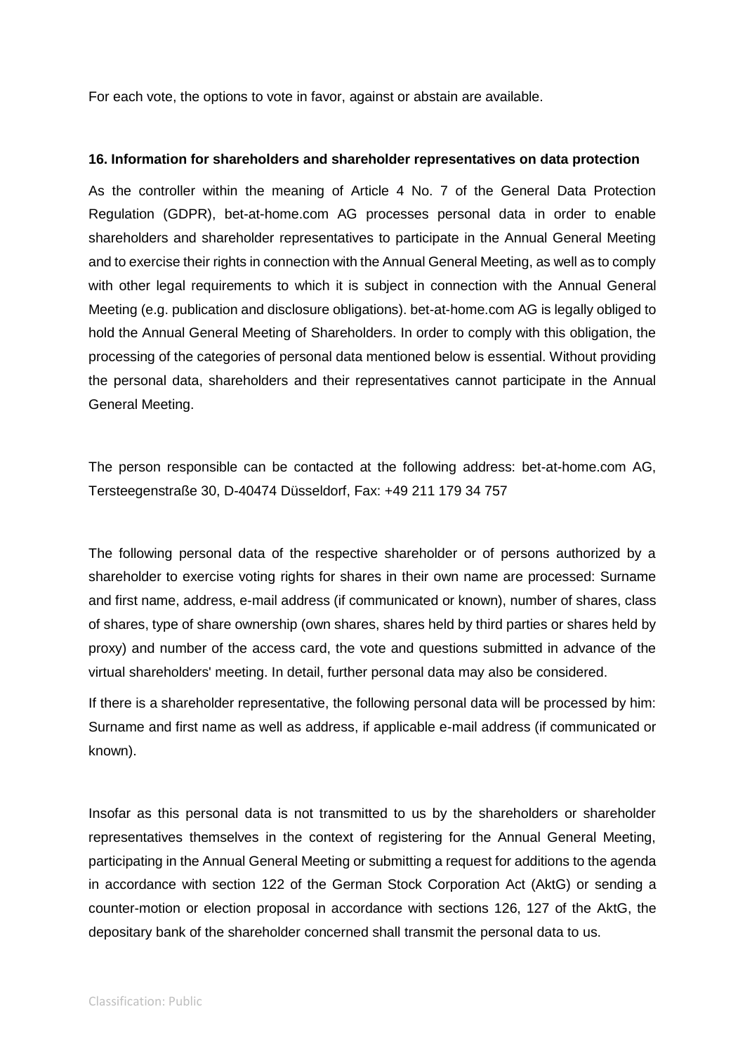For each vote, the options to vote in favor, against or abstain are available.

**16. Information for shareholders and shareholder representatives on data protection**

As the controller within the meaning of Article 4 No. 7 of the General Data Protection Regulation (GDPR), bet-at-home.com AG processes personal data in order to enable shareholders and shareholder representatives to participate in the Annual General Meeting and to exercise their rights in connection with the Annual General Meeting, as well as to comply with other legal requirements to which it is subject in connection with the Annual General Meeting (e.g. publication and disclosure obligations). bet-at-home.com AG is legally obliged to hold the Annual General Meeting of Shareholders. In order to comply with this obligation, the processing of the categories of personal data mentioned below is essential. Without providing the personal data, shareholders and their representatives cannot participate in the Annual General Meeting.

The person responsible can be contacted at the following address: bet-at-home.com AG, Tersteegenstraße 30, D-40474 Düsseldorf, Fax: +49 211 179 34 757

The following personal data of the respective shareholder or of persons authorized by a shareholder to exercise voting rights for shares in their own name are processed: Surname and first name, address, e-mail address (if communicated or known), number of shares, class of shares, type of share ownership (own shares, shares held by third parties or shares held by proxy) and number of the access card, the vote and questions submitted in advance of the virtual shareholders' meeting. In detail, further personal data may also be considered.

If there is a shareholder representative, the following personal data will be processed by him: Surname and first name as well as address, if applicable e-mail address (if communicated or known).

Insofar as this personal data is not transmitted to us by the shareholders or shareholder representatives themselves in the context of registering for the Annual General Meeting, participating in the Annual General Meeting or submitting a request for additions to the agenda in accordance with section 122 of the German Stock Corporation Act (AktG) or sending a counter-motion or election proposal in accordance with sections 126, 127 of the AktG, the depositary bank of the shareholder concerned shall transmit the personal data to us.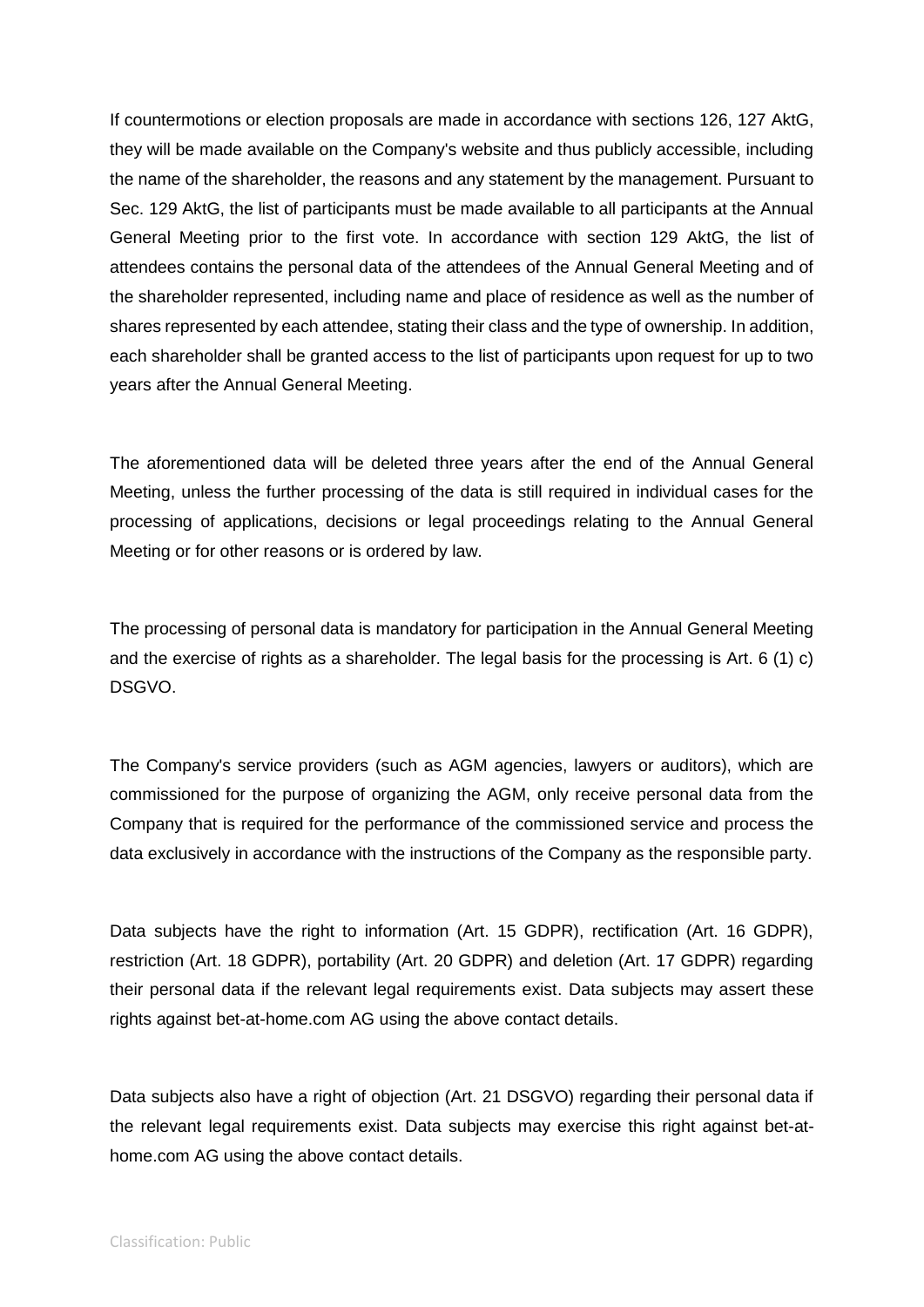If countermotions or election proposals are made in accordance with sections 126, 127 AktG, they will be made available on the Company's website and thus publicly accessible, including the name of the shareholder, the reasons and any statement by the management. Pursuant to Sec. 129 AktG, the list of participants must be made available to all participants at the Annual General Meeting prior to the first vote. In accordance with section 129 AktG, the list of attendees contains the personal data of the attendees of the Annual General Meeting and of the shareholder represented, including name and place of residence as well as the number of shares represented by each attendee, stating their class and the type of ownership. In addition, each shareholder shall be granted access to the list of participants upon request for up to two years after the Annual General Meeting.

The aforementioned data will be deleted three years after the end of the Annual General Meeting, unless the further processing of the data is still required in individual cases for the processing of applications, decisions or legal proceedings relating to the Annual General Meeting or for other reasons or is ordered by law.

The processing of personal data is mandatory for participation in the Annual General Meeting and the exercise of rights as a shareholder. The legal basis for the processing is Art. 6 (1) c) DSGVO.

The Company's service providers (such as AGM agencies, lawyers or auditors), which are commissioned for the purpose of organizing the AGM, only receive personal data from the Company that is required for the performance of the commissioned service and process the data exclusively in accordance with the instructions of the Company as the responsible party.

Data subjects have the right to information (Art. 15 GDPR), rectification (Art. 16 GDPR), restriction (Art. 18 GDPR), portability (Art. 20 GDPR) and deletion (Art. 17 GDPR) regarding their personal data if the relevant legal requirements exist. Data subjects may assert these rights against bet-at-home.com AG using the above contact details.

Data subjects also have a right of objection (Art. 21 DSGVO) regarding their personal data if the relevant legal requirements exist. Data subjects may exercise this right against bet-at-home.com AG using the above contact details.

Classification: Public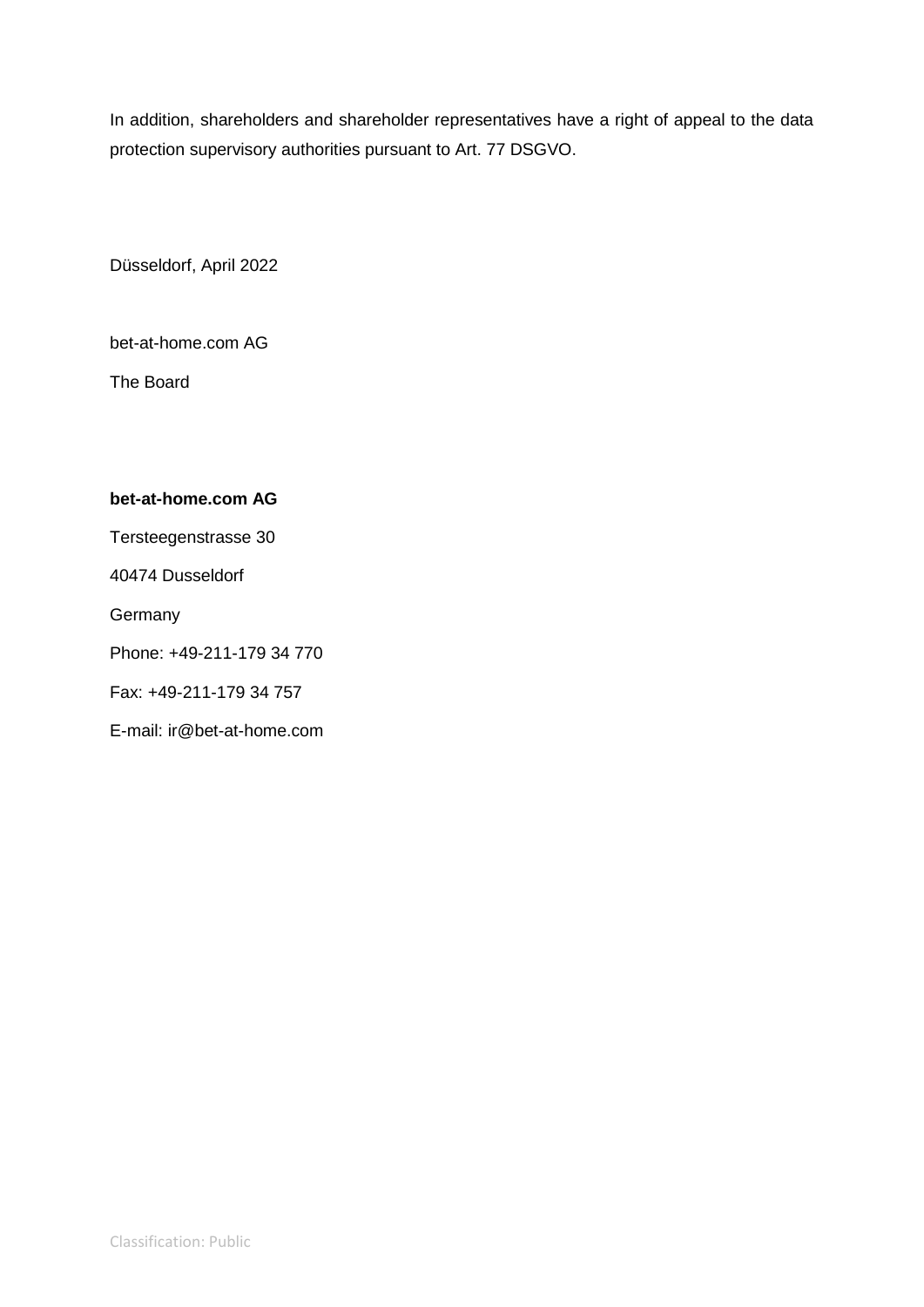In addition, shareholders and shareholder representatives have a right of appeal to the data protection supervisory authorities pursuant to Art. 77 DSGVO.

Düsseldorf, April 2022

bet-at-home.com AG

The Board

**bet-at-home.com AG**

Tersteegenstrasse 30

40474 Dusseldorf

Germany

Phone: +49-211-179 34 770

Fax: +49-211-179 34 757

E-mail: ir@bet-at-home.com

Classification: Public